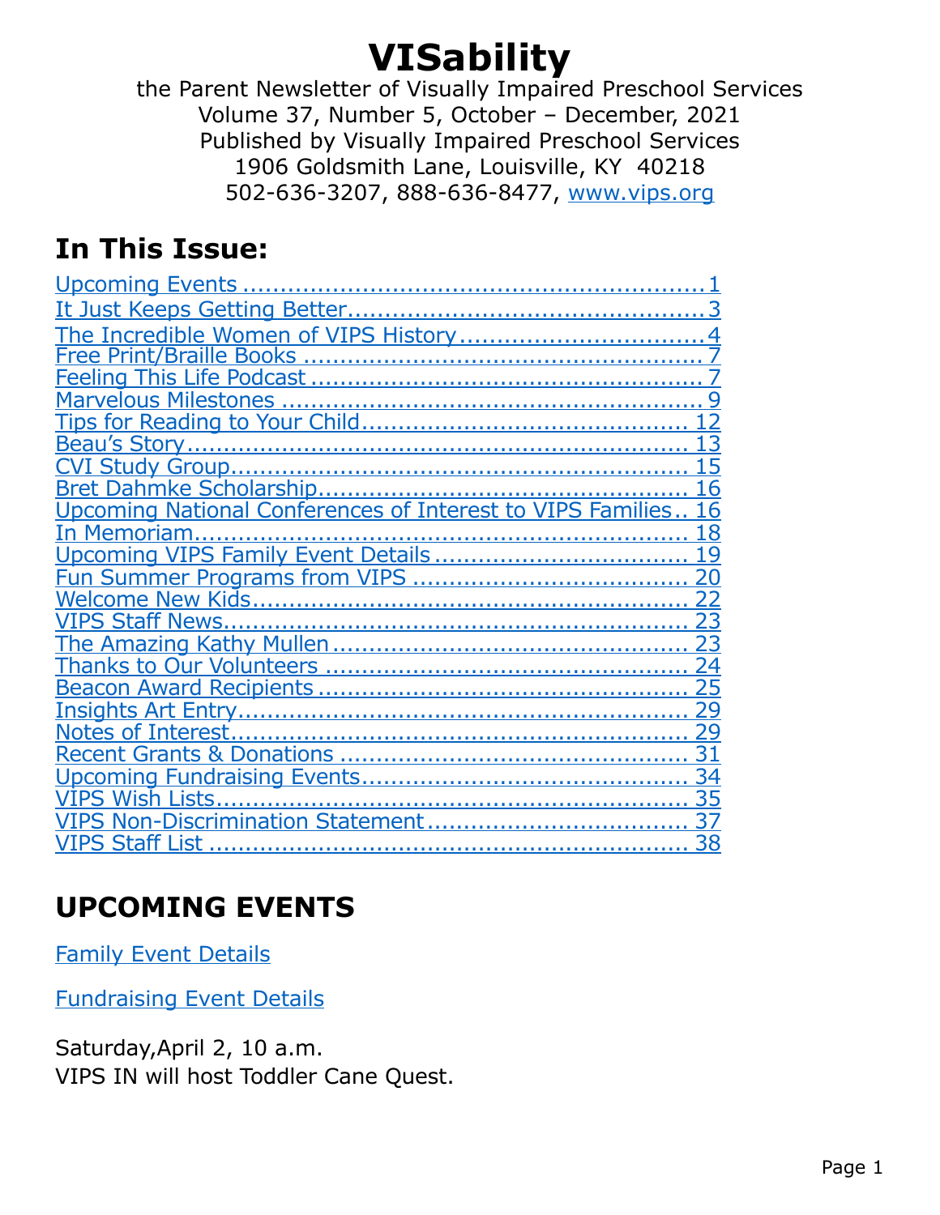# VISability

the Parent Newsletter of Visually Impaired Preschool Services
Volume 37, Number 5, October – December, 2021
Published by Visually Impaired Preschool Services
1906 Goldsmith Lane, Louisville, KY 40218
502-636-3207, 888-636-8477, [www.vips.org](www.vips.org)

## In This Issue:

- Upcoming Events ............................................................. 1
- It Just Keeps Getting Better.............................................. 3
- The Incredible Women of VIPS History ................................ 4
- Free Print/Braille Books ...................................................... 7
- Feeling This Life Podcast .................................................... 7
- Marvelous Milestones ......................................................... 9
- Tips for Reading to Your Child............................................ 12
- Beau's Story.................................................................... 13
- CVI Study Group.............................................................. 15
- Bret Dahmke Scholarship................................................... 16
- Upcoming National Conferences of Interest to VIPS Families.. 16
- In Memoriam.................................................................... 18
- Upcoming VIPS Family Event Details .................................. 19
- Fun Summer Programs from VIPS ..................................... 20
- Welcome New Kids........................................................... 22
- VIPS Staff News............................................................... 23
- The Amazing Kathy Mullen ................................................ 23
- Thanks to Our Volunteers ................................................. 24
- Beacon Award Recipients .................................................. 25
- Insights Art Entry............................................................. 29
- Notes of Interest.............................................................. 29
- Recent Grants & Donations ............................................... 31
- Upcoming Fundraising Events............................................ 34
- VIPS Wish Lists................................................................ 35
- VIPS Non-Discrimination Statement ................................... 37
- VIPS Staff List ................................................................. 38

## UPCOMING EVENTS

Family Event Details

Fundraising Event Details

Saturday,April 2, 10 a.m.
VIPS IN will host Toddler Cane Quest.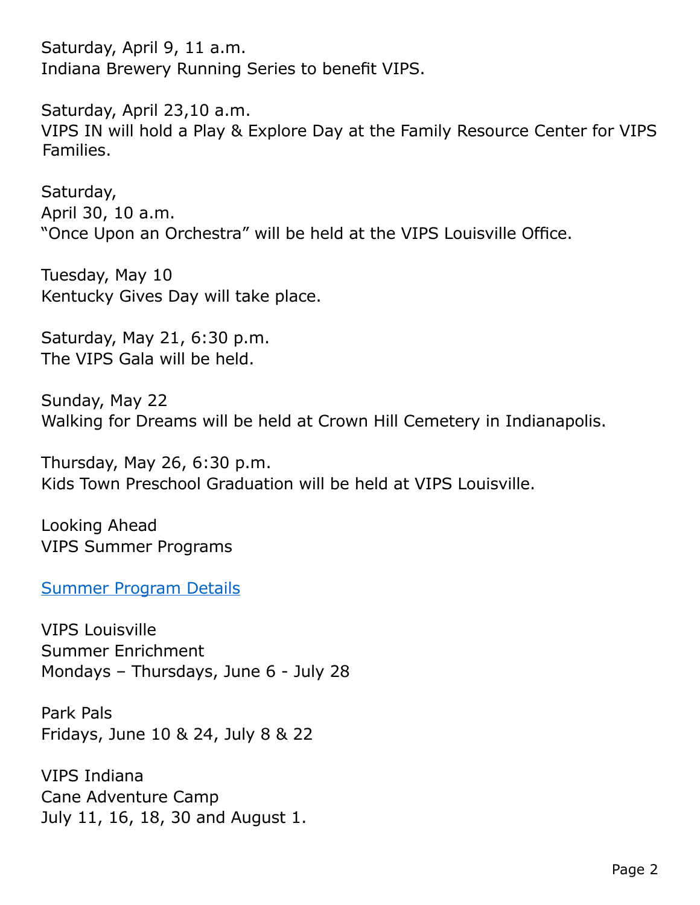Saturday, April 9, 11 a.m.
Indiana Brewery Running Series to benefit VIPS.

Saturday, April 23,10 a.m.
VIPS IN will hold a Play & Explore Day at the Family Resource Center for VIPS Families.

Saturday,
April 30, 10 a.m.
"Once Upon an Orchestra" will be held at the VIPS Louisville Office.

Tuesday, May 10
Kentucky Gives Day will take place.

Saturday, May 21, 6:30 p.m.
The VIPS Gala will be held.

Sunday, May 22
Walking for Dreams will be held at Crown Hill Cemetery in Indianapolis.

Thursday, May 26, 6:30 p.m.
Kids Town Preschool Graduation will be held at VIPS Louisville.

Looking Ahead
VIPS Summer Programs

Summer Program Details

VIPS Louisville
Summer Enrichment
Mondays – Thursdays, June 6 - July 28

Park Pals
Fridays, June 10 & 24, July 8 & 22

VIPS Indiana
Cane Adventure Camp
July 11, 16, 18, 30 and August 1.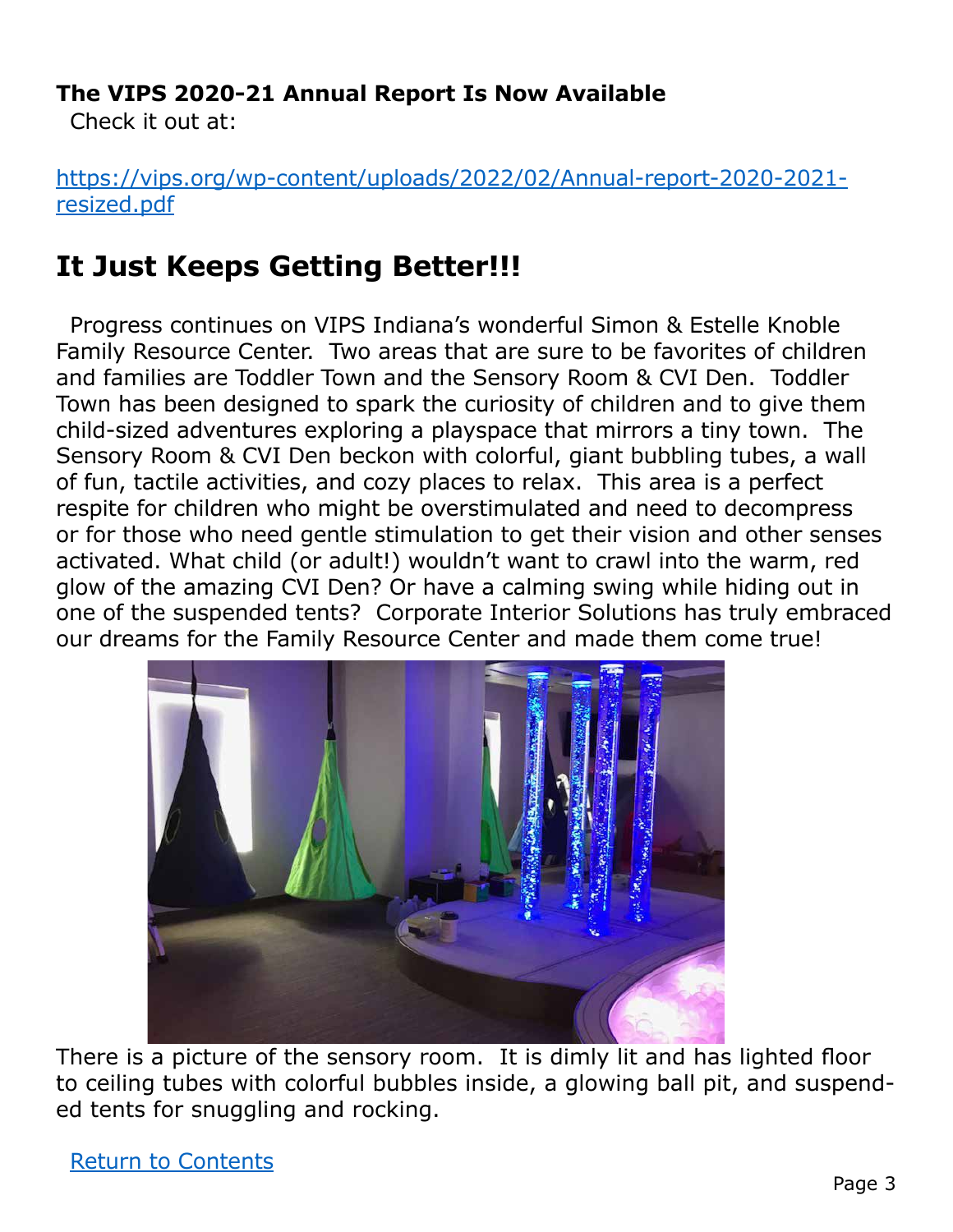**The VIPS 2020-21 Annual Report Is Now Available**

Check it out at:

[https://vips.org/wp-content/uploads/2022/02/Annual-report-2020-2021-resized.pdf](https://vips.org/wp-content/uploads/2022/02/Annual-report-2020-2021-resized.pdf)

## It Just Keeps Getting Better!!!

Progress continues on VIPS Indiana's wonderful Simon & Estelle Knoble Family Resource Center. Two areas that are sure to be favorites of children and families are Toddler Town and the Sensory Room & CVI Den. Toddler Town has been designed to spark the curiosity of children and to give them child-sized adventures exploring a playspace that mirrors a tiny town. The Sensory Room & CVI Den beckon with colorful, giant bubbling tubes, a wall of fun, tactile activities, and cozy places to relax. This area is a perfect respite for children who might be overstimulated and need to decompress or for those who need gentle stimulation to get their vision and other senses activated. What child (or adult!) wouldn't want to crawl into the warm, red glow of the amazing CVI Den? Or have a calming swing while hiding out in one of the suspended tents? Corporate Interior Solutions has truly embraced our dreams for the Family Resource Center and made them come true!

There is a picture of the sensory room. It is dimly lit and has lighted floor to ceiling tubes with colorful bubbles inside, a glowing ball pit, and suspended tents for snuggling and rocking.

[Return to Contents]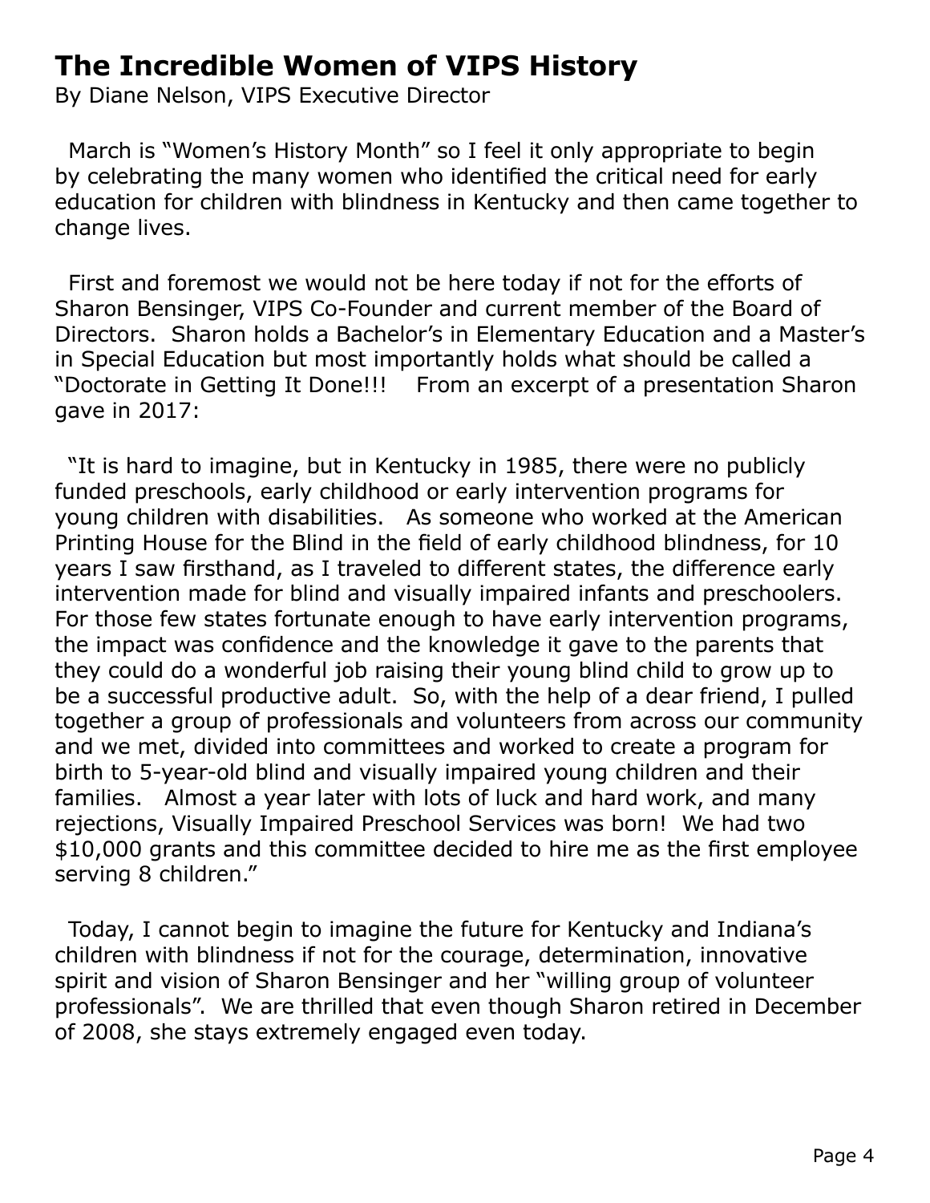# The Incredible Women of VIPS History

By Diane Nelson, VIPS Executive Director

March is "Women's History Month" so I feel it only appropriate to begin by celebrating the many women who identified the critical need for early education for children with blindness in Kentucky and then came together to change lives.

First and foremost we would not be here today if not for the efforts of Sharon Bensinger, VIPS Co-Founder and current member of the Board of Directors. Sharon holds a Bachelor's in Elementary Education and a Master's in Special Education but most importantly holds what should be called a "Doctorate in Getting It Done!!! From an excerpt of a presentation Sharon gave in 2017:

"It is hard to imagine, but in Kentucky in 1985, there were no publicly funded preschools, early childhood or early intervention programs for young children with disabilities. As someone who worked at the American Printing House for the Blind in the field of early childhood blindness, for 10 years I saw firsthand, as I traveled to different states, the difference early intervention made for blind and visually impaired infants and preschoolers. For those few states fortunate enough to have early intervention programs, the impact was confidence and the knowledge it gave to the parents that they could do a wonderful job raising their young blind child to grow up to be a successful productive adult. So, with the help of a dear friend, I pulled together a group of professionals and volunteers from across our community and we met, divided into committees and worked to create a program for birth to 5-year-old blind and visually impaired young children and their families. Almost a year later with lots of luck and hard work, and many rejections, Visually Impaired Preschool Services was born! We had two $10,000 grants and this committee decided to hire me as the first employee serving 8 children."

Today, I cannot begin to imagine the future for Kentucky and Indiana's children with blindness if not for the courage, determination, innovative spirit and vision of Sharon Bensinger and her "willing group of volunteer professionals". We are thrilled that even though Sharon retired in December of 2008, she stays extremely engaged even today.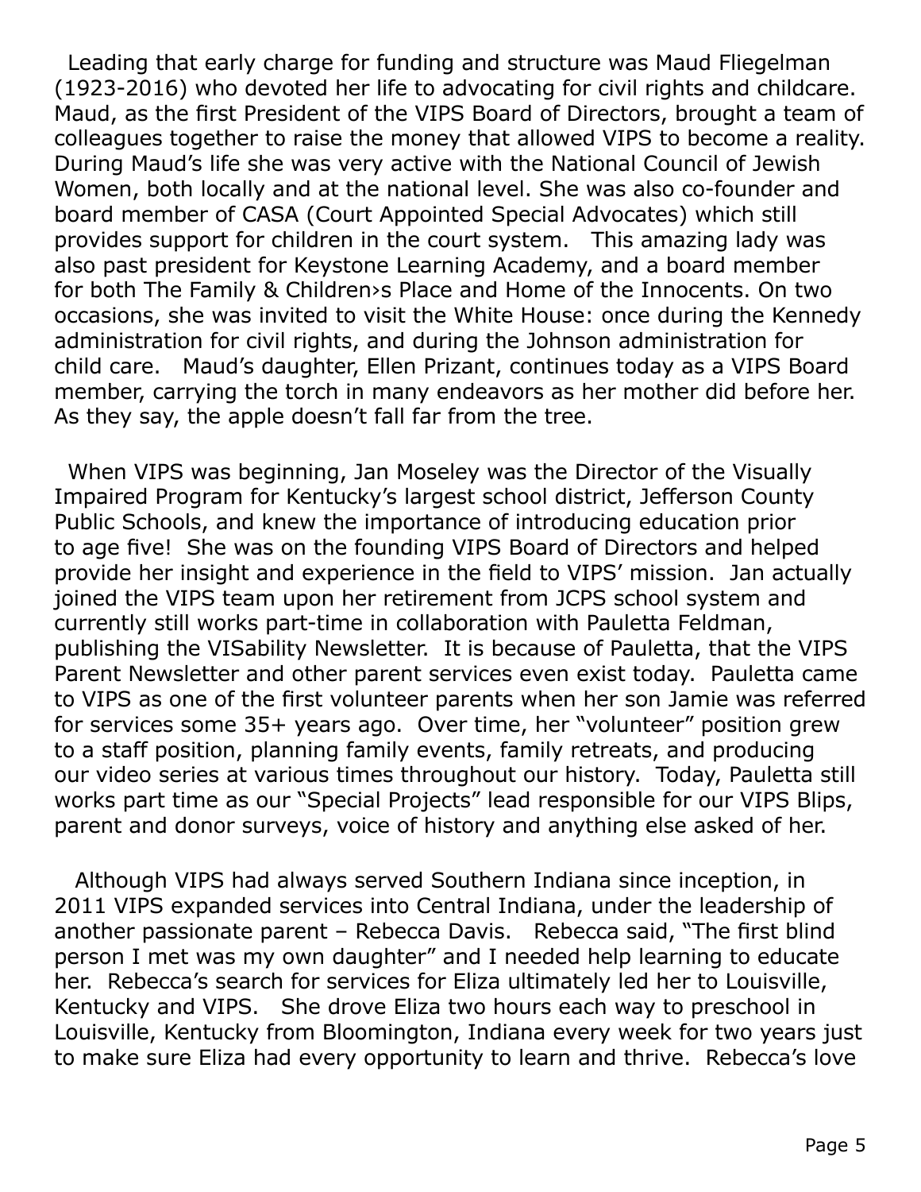Leading that early charge for funding and structure was Maud Fliegelman (1923-2016) who devoted her life to advocating for civil rights and childcare. Maud, as the first President of the VIPS Board of Directors, brought a team of colleagues together to raise the money that allowed VIPS to become a reality. During Maud's life she was very active with the National Council of Jewish Women, both locally and at the national level. She was also co-founder and board member of CASA (Court Appointed Special Advocates) which still provides support for children in the court system. This amazing lady was also past president for Keystone Learning Academy, and a board member for both The Family & Children›s Place and Home of the Innocents. On two occasions, she was invited to visit the White House: once during the Kennedy administration for civil rights, and during the Johnson administration for child care. Maud's daughter, Ellen Prizant, continues today as a VIPS Board member, carrying the torch in many endeavors as her mother did before her. As they say, the apple doesn't fall far from the tree.

When VIPS was beginning, Jan Moseley was the Director of the Visually Impaired Program for Kentucky's largest school district, Jefferson County Public Schools, and knew the importance of introducing education prior to age five! She was on the founding VIPS Board of Directors and helped provide her insight and experience in the field to VIPS' mission. Jan actually joined the VIPS team upon her retirement from JCPS school system and currently still works part-time in collaboration with Pauletta Feldman, publishing the VISability Newsletter. It is because of Pauletta, that the VIPS Parent Newsletter and other parent services even exist today. Pauletta came to VIPS as one of the first volunteer parents when her son Jamie was referred for services some 35+ years ago. Over time, her "volunteer" position grew to a staff position, planning family events, family retreats, and producing our video series at various times throughout our history. Today, Pauletta still works part time as our "Special Projects" lead responsible for our VIPS Blips, parent and donor surveys, voice of history and anything else asked of her.

Although VIPS had always served Southern Indiana since inception, in 2011 VIPS expanded services into Central Indiana, under the leadership of another passionate parent – Rebecca Davis. Rebecca said, "The first blind person I met was my own daughter" and I needed help learning to educate her. Rebecca's search for services for Eliza ultimately led her to Louisville, Kentucky and VIPS. She drove Eliza two hours each way to preschool in Louisville, Kentucky from Bloomington, Indiana every week for two years just to make sure Eliza had every opportunity to learn and thrive. Rebecca's love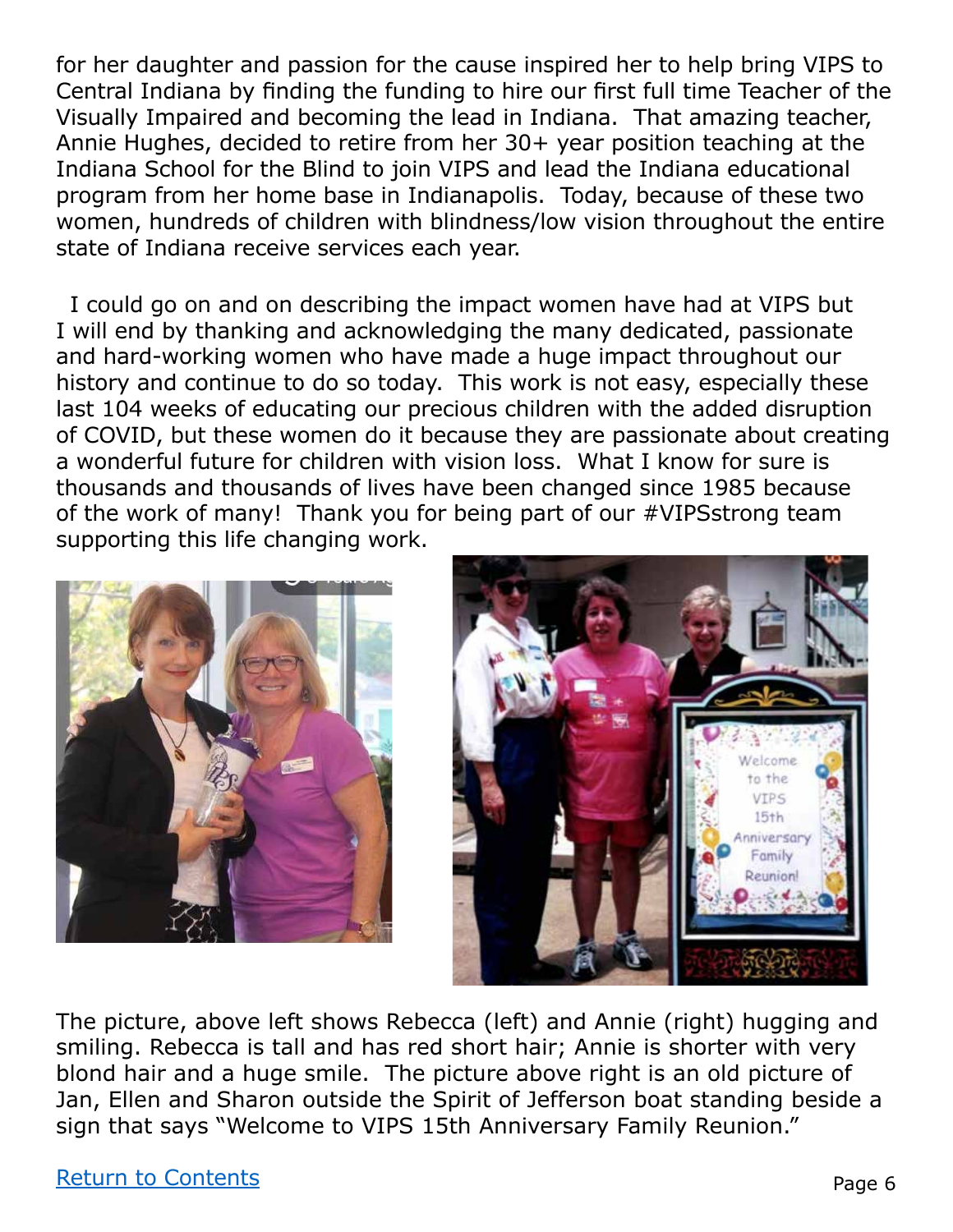for her daughter and passion for the cause inspired her to help bring VIPS to Central Indiana by finding the funding to hire our first full time Teacher of the Visually Impaired and becoming the lead in Indiana. That amazing teacher, Annie Hughes, decided to retire from her 30+ year position teaching at the Indiana School for the Blind to join VIPS and lead the Indiana educational program from her home base in Indianapolis. Today, because of these two women, hundreds of children with blindness/low vision throughout the entire state of Indiana receive services each year.

I could go on and on describing the impact women have had at VIPS but I will end by thanking and acknowledging the many dedicated, passionate and hard-working women who have made a huge impact throughout our history and continue to do so today. This work is not easy, especially these last 104 weeks of educating our precious children with the added disruption of COVID, but these women do it because they are passionate about creating a wonderful future for children with vision loss. What I know for sure is thousands and thousands of lives have been changed since 1985 because of the work of many! Thank you for being part of our #VIPSstrong team supporting this life changing work.

The picture, above left shows Rebecca (left) and Annie (right) hugging and smiling. Rebecca is tall and has red short hair; Annie is shorter with very blond hair and a huge smile. The picture above right is an old picture of Jan, Ellen and Sharon outside the Spirit of Jefferson boat standing beside a sign that says "Welcome to VIPS 15th Anniversary Family Reunion."

Return to Contents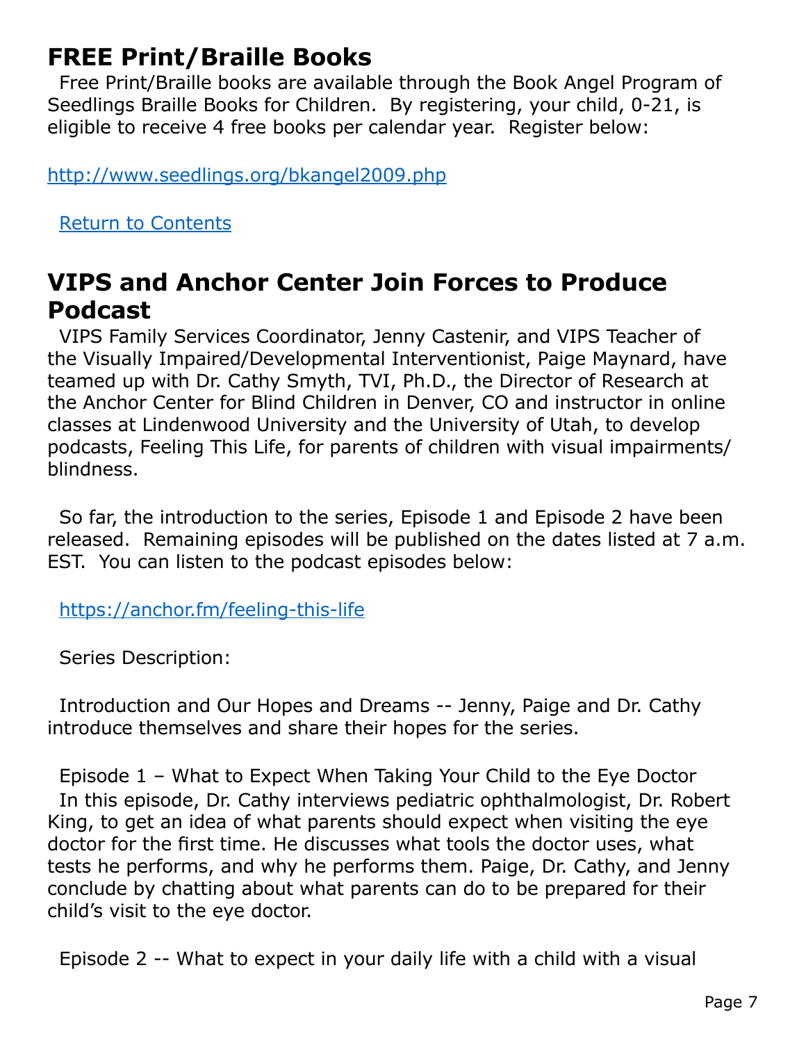## FREE Print/Braille Books

Free Print/Braille books are available through the Book Angel Program of Seedlings Braille Books for Children. By registering, your child, 0-21, is eligible to receive 4 free books per calendar year. Register below:

http://www.seedlings.org/bkangel2009.php

Return to Contents

## VIPS and Anchor Center Join Forces to Produce Podcast

VIPS Family Services Coordinator, Jenny Castenir, and VIPS Teacher of the Visually Impaired/Developmental Interventionist, Paige Maynard, have teamed up with Dr. Cathy Smyth, TVI, Ph.D., the Director of Research at the Anchor Center for Blind Children in Denver, CO and instructor in online classes at Lindenwood University and the University of Utah, to develop podcasts, Feeling This Life, for parents of children with visual impairments/ blindness.

So far, the introduction to the series, Episode 1 and Episode 2 have been released. Remaining episodes will be published on the dates listed at 7 a.m. EST. You can listen to the podcast episodes below:

https://anchor.fm/feeling-this-life

Series Description:

Introduction and Our Hopes and Dreams -- Jenny, Paige and Dr. Cathy introduce themselves and share their hopes for the series.

Episode 1 – What to Expect When Taking Your Child to the Eye Doctor
In this episode, Dr. Cathy interviews pediatric ophthalmologist, Dr. Robert King, to get an idea of what parents should expect when visiting the eye doctor for the first time. He discusses what tools the doctor uses, what tests he performs, and why he performs them. Paige, Dr. Cathy, and Jenny conclude by chatting about what parents can do to be prepared for their child's visit to the eye doctor.

Episode 2 -- What to expect in your daily life with a child with a visual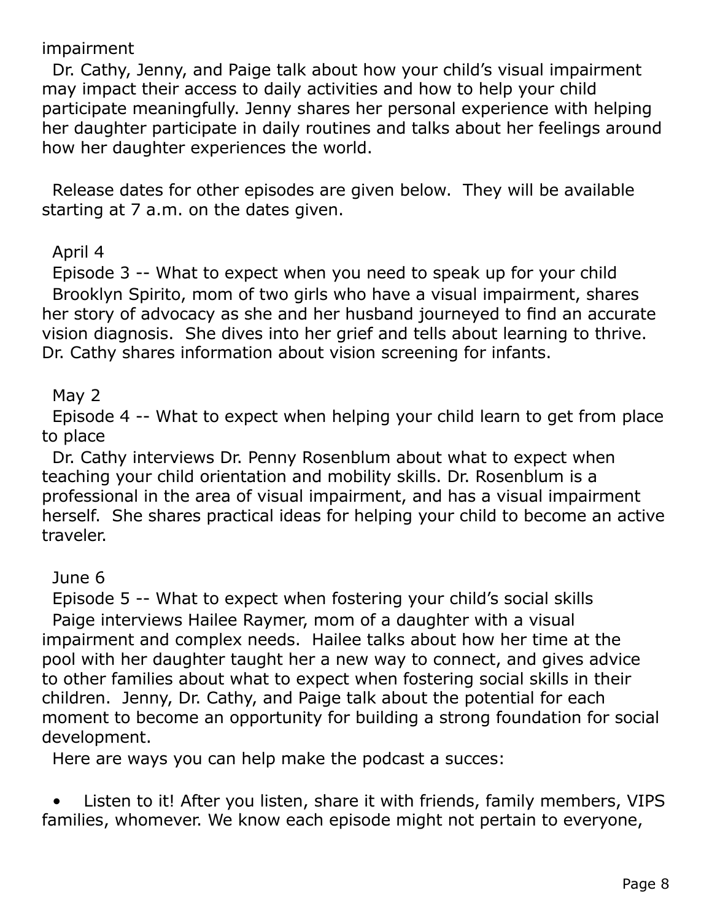impairment

Dr. Cathy, Jenny, and Paige talk about how your child's visual impairment may impact their access to daily activities and how to help your child participate meaningfully. Jenny shares her personal experience with helping her daughter participate in daily routines and talks about her feelings around how her daughter experiences the world.

Release dates for other episodes are given below. They will be available starting at 7 a.m. on the dates given.

April 4

Episode 3 -- What to expect when you need to speak up for your child

Brooklyn Spirito, mom of two girls who have a visual impairment, shares her story of advocacy as she and her husband journeyed to find an accurate vision diagnosis. She dives into her grief and tells about learning to thrive. Dr. Cathy shares information about vision screening for infants.

May 2

Episode 4 -- What to expect when helping your child learn to get from place to place

Dr. Cathy interviews Dr. Penny Rosenblum about what to expect when teaching your child orientation and mobility skills. Dr. Rosenblum is a professional in the area of visual impairment, and has a visual impairment herself. She shares practical ideas for helping your child to become an active traveler.

June 6

Episode 5 -- What to expect when fostering your child's social skills

Paige interviews Hailee Raymer, mom of a daughter with a visual impairment and complex needs. Hailee talks about how her time at the pool with her daughter taught her a new way to connect, and gives advice to other families about what to expect when fostering social skills in their children. Jenny, Dr. Cathy, and Paige talk about the potential for each moment to become an opportunity for building a strong foundation for social development.

Here are ways you can help make the podcast a succes:

- Listen to it! After you listen, share it with friends, family members, VIPS families, whomever. We know each episode might not pertain to everyone,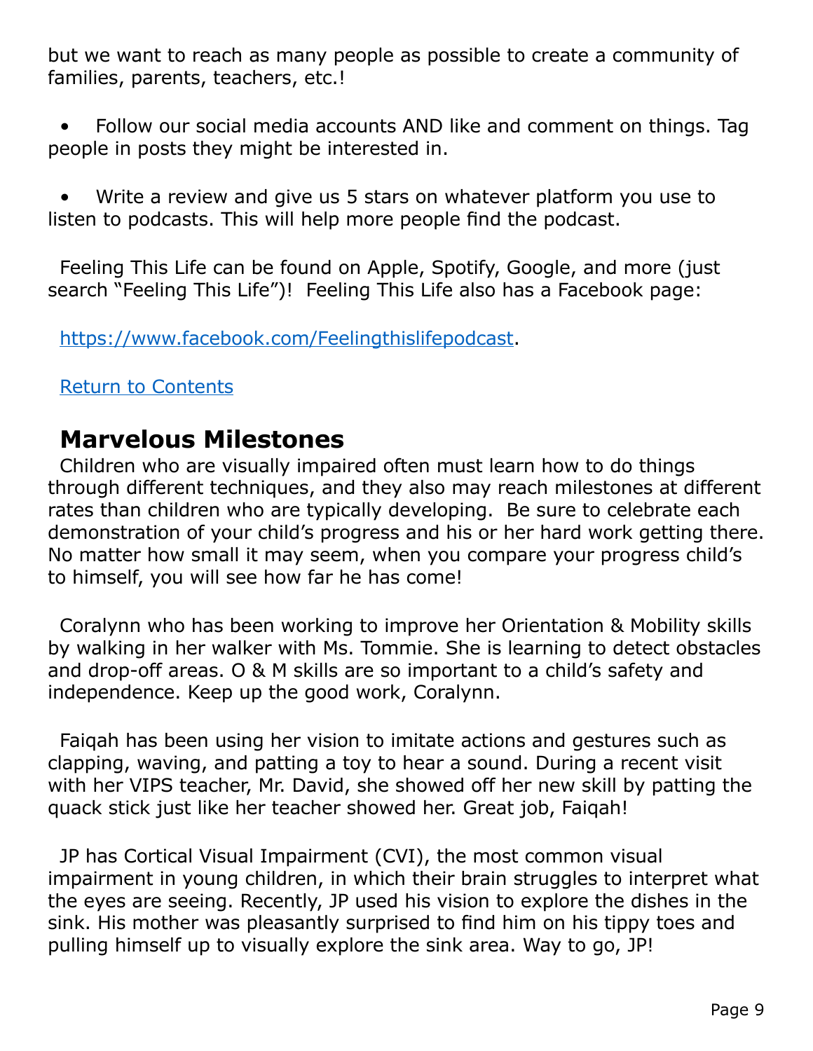but we want to reach as many people as possible to create a community of families, parents, teachers, etc.!

- Follow our social media accounts AND like and comment on things. Tag people in posts they might be interested in.

- Write a review and give us 5 stars on whatever platform you use to listen to podcasts. This will help more people find the podcast.

Feeling This Life can be found on Apple, Spotify, Google, and more (just search "Feeling This Life")! Feeling This Life also has a Facebook page:

[https://www.facebook.com/Feelingthislifepodcast](https://www.facebook.com/Feelingthislifepodcast).

Return to Contents

## Marvelous Milestones

Children who are visually impaired often must learn how to do things through different techniques, and they also may reach milestones at different rates than children who are typically developing. Be sure to celebrate each demonstration of your child's progress and his or her hard work getting there. No matter how small it may seem, when you compare your progress child's to himself, you will see how far he has come!

Coralynn who has been working to improve her Orientation & Mobility skills by walking in her walker with Ms. Tommie. She is learning to detect obstacles and drop-off areas. O & M skills are so important to a child's safety and independence. Keep up the good work, Coralynn.

Faiqah has been using her vision to imitate actions and gestures such as clapping, waving, and patting a toy to hear a sound. During a recent visit with her VIPS teacher, Mr. David, she showed off her new skill by patting the quack stick just like her teacher showed her. Great job, Faiqah!

JP has Cortical Visual Impairment (CVI), the most common visual impairment in young children, in which their brain struggles to interpret what the eyes are seeing. Recently, JP used his vision to explore the dishes in the sink. His mother was pleasantly surprised to find him on his tippy toes and pulling himself up to visually explore the sink area. Way to go, JP!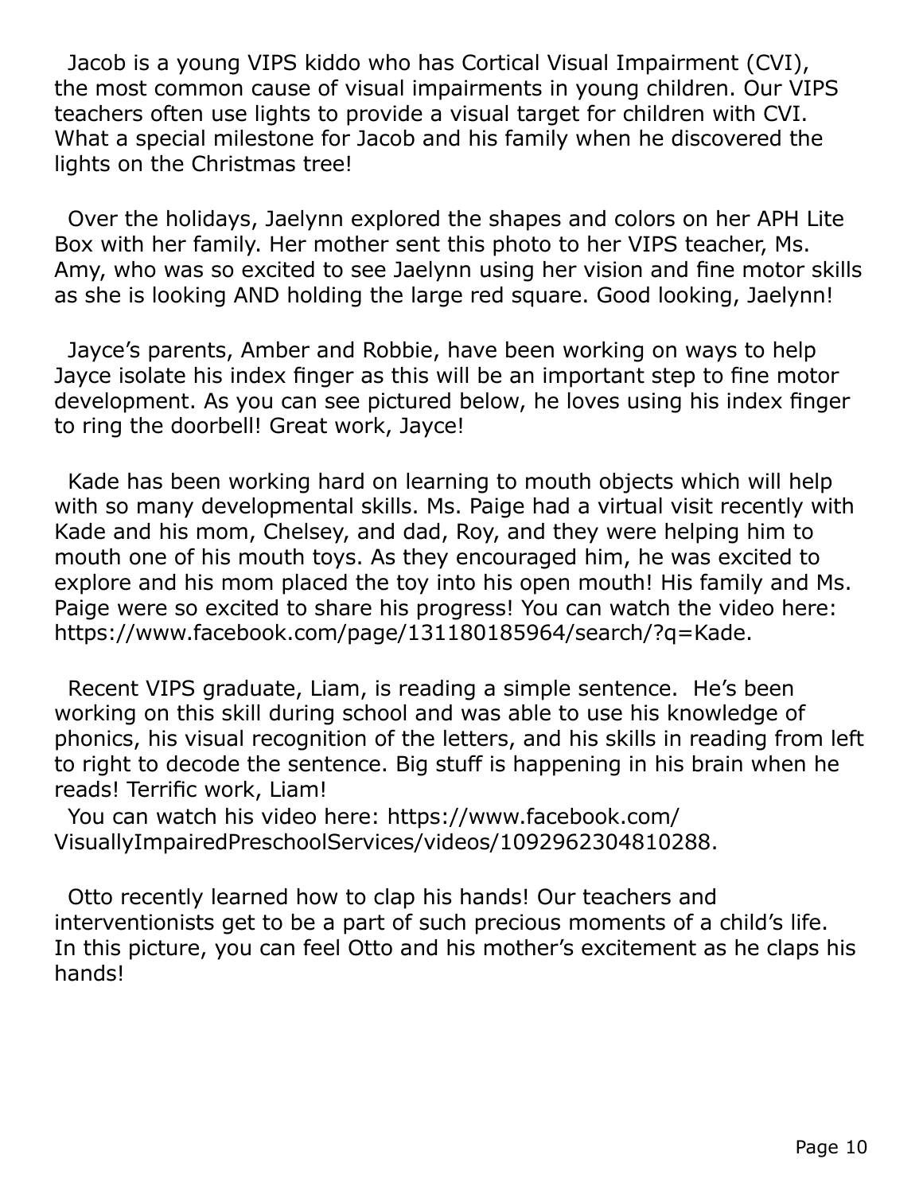Jacob is a young VIPS kiddo who has Cortical Visual Impairment (CVI), the most common cause of visual impairments in young children. Our VIPS teachers often use lights to provide a visual target for children with CVI. What a special milestone for Jacob and his family when he discovered the lights on the Christmas tree!

Over the holidays, Jaelynn explored the shapes and colors on her APH Lite Box with her family. Her mother sent this photo to her VIPS teacher, Ms. Amy, who was so excited to see Jaelynn using her vision and fine motor skills as she is looking AND holding the large red square. Good looking, Jaelynn!

Jayce's parents, Amber and Robbie, have been working on ways to help Jayce isolate his index finger as this will be an important step to fine motor development. As you can see pictured below, he loves using his index finger to ring the doorbell! Great work, Jayce!

Kade has been working hard on learning to mouth objects which will help with so many developmental skills. Ms. Paige had a virtual visit recently with Kade and his mom, Chelsey, and dad, Roy, and they were helping him to mouth one of his mouth toys. As they encouraged him, he was excited to explore and his mom placed the toy into his open mouth! His family and Ms. Paige were so excited to share his progress! You can watch the video here: https://www.facebook.com/page/131180185964/search/?q=Kade.

Recent VIPS graduate, Liam, is reading a simple sentence. He's been working on this skill during school and was able to use his knowledge of phonics, his visual recognition of the letters, and his skills in reading from left to right to decode the sentence. Big stuff is happening in his brain when he reads! Terrific work, Liam!
You can watch his video here: https://www.facebook.com/VisuallyImpairedPreschoolServices/videos/1092962304810288.

Otto recently learned how to clap his hands! Our teachers and interventionists get to be a part of such precious moments of a child's life. In this picture, you can feel Otto and his mother's excitement as he claps his hands!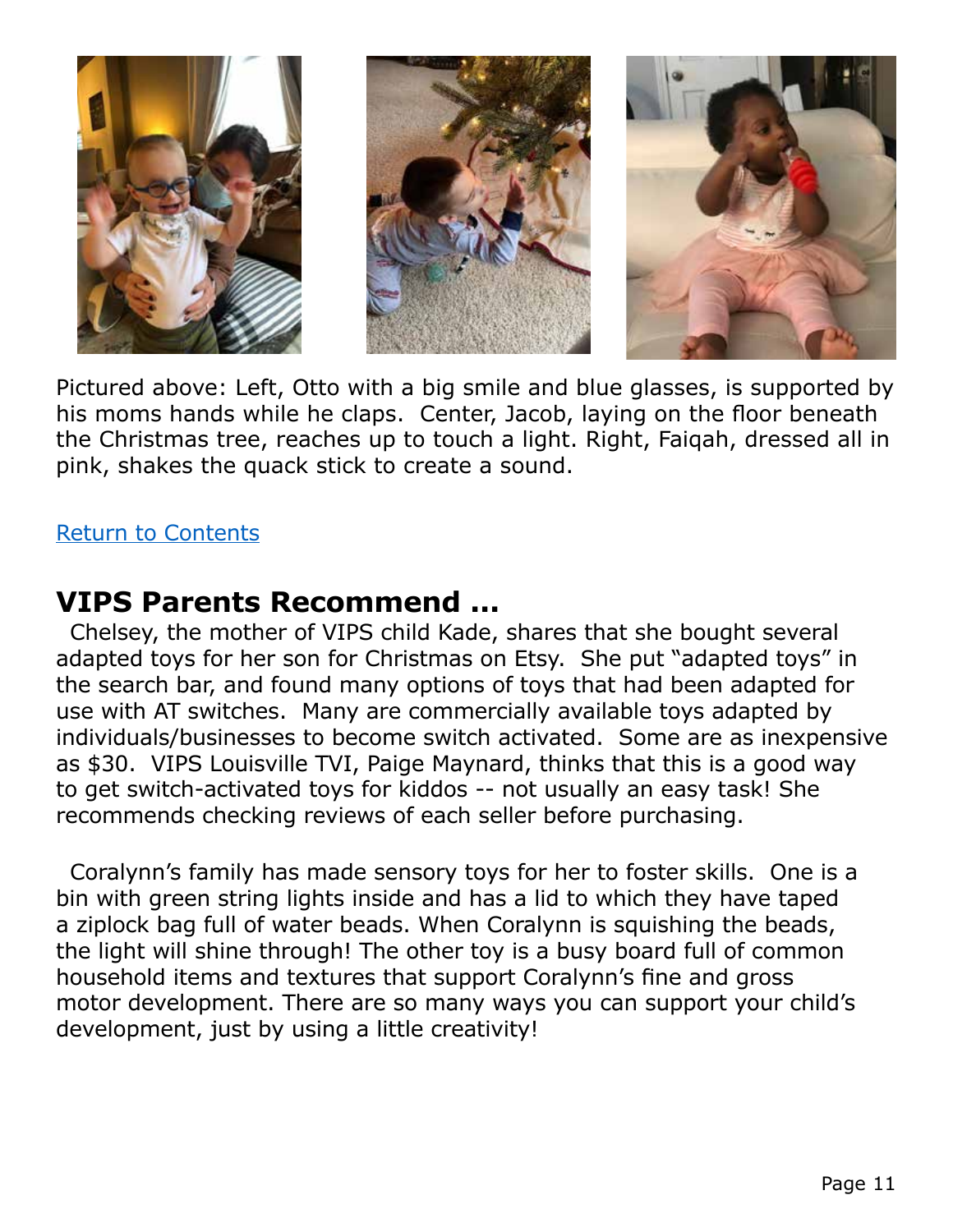Pictured above: Left, Otto with a big smile and blue glasses, is supported by his moms hands while he claps. Center, Jacob, laying on the floor beneath the Christmas tree, reaches up to touch a light. Right, Faiqah, dressed all in pink, shakes the quack stick to create a sound.

[Return to Contents](#)

## VIPS Parents Recommend ...

Chelsey, the mother of VIPS child Kade, shares that she bought several adapted toys for her son for Christmas on Etsy. She put "adapted toys" in the search bar, and found many options of toys that had been adapted for use with AT switches. Many are commercially available toys adapted by individuals/businesses to become switch activated. Some are as inexpensive as $30. VIPS Louisville TVI, Paige Maynard, thinks that this is a good way to get switch-activated toys for kiddos -- not usually an easy task! She recommends checking reviews of each seller before purchasing.

Coralynn's family has made sensory toys for her to foster skills. One is a bin with green string lights inside and has a lid to which they have taped a ziplock bag full of water beads. When Coralynn is squishing the beads, the light will shine through! The other toy is a busy board full of common household items and textures that support Coralynn's fine and gross motor development. There are so many ways you can support your child's development, just by using a little creativity!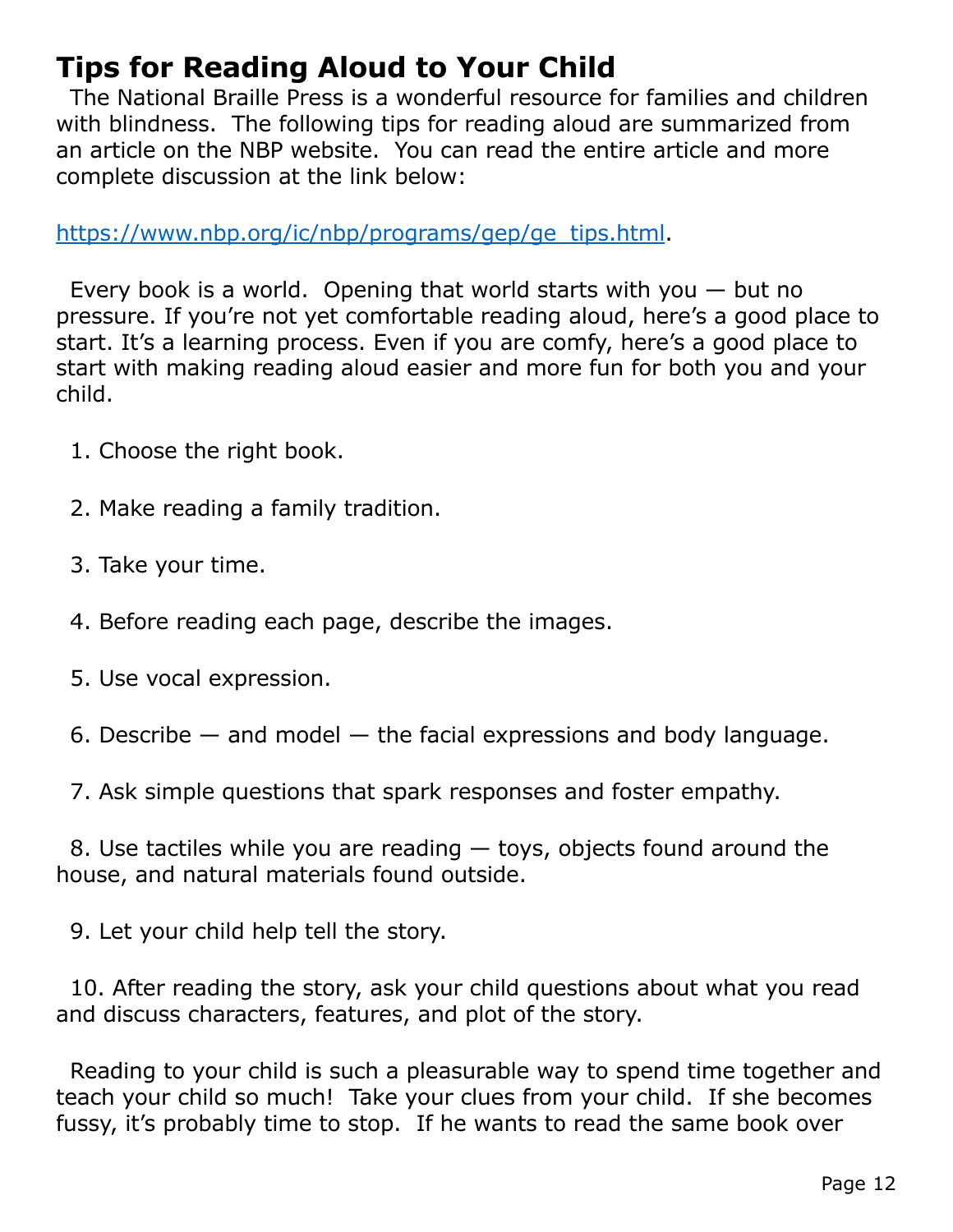# Tips for Reading Aloud to Your Child

The National Braille Press is a wonderful resource for families and children with blindness. The following tips for reading aloud are summarized from an article on the NBP website. You can read the entire article and more complete discussion at the link below:

https://www.nbp.org/ic/nbp/programs/gep/ge_tips.html.

Every book is a world. Opening that world starts with you — but no pressure. If you're not yet comfortable reading aloud, here's a good place to start. It's a learning process. Even if you are comfy, here's a good place to start with making reading aloud easier and more fun for both you and your child.

1. Choose the right book.

2. Make reading a family tradition.

3. Take your time.

4. Before reading each page, describe the images.

5. Use vocal expression.

6. Describe — and model — the facial expressions and body language.

7. Ask simple questions that spark responses and foster empathy.

8. Use tactiles while you are reading — toys, objects found around the house, and natural materials found outside.

9. Let your child help tell the story.

10. After reading the story, ask your child questions about what you read and discuss characters, features, and plot of the story.

Reading to your child is such a pleasurable way to spend time together and teach your child so much! Take your clues from your child. If she becomes fussy, it's probably time to stop. If he wants to read the same book over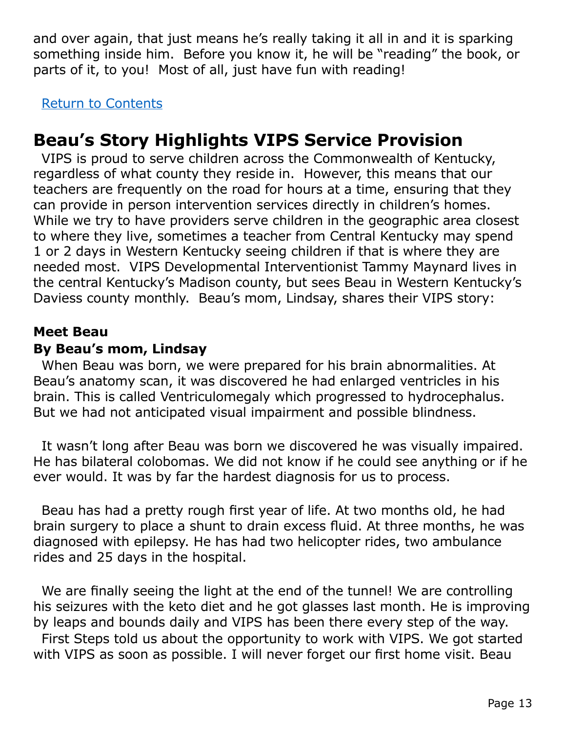and over again, that just means he's really taking it all in and it is sparking something inside him. Before you know it, he will be "reading" the book, or parts of it, to you! Most of all, just have fun with reading!

Return to Contents

## Beau's Story Highlights VIPS Service Provision

VIPS is proud to serve children across the Commonwealth of Kentucky, regardless of what county they reside in. However, this means that our teachers are frequently on the road for hours at a time, ensuring that they can provide in person intervention services directly in children's homes. While we try to have providers serve children in the geographic area closest to where they live, sometimes a teacher from Central Kentucky may spend 1 or 2 days in Western Kentucky seeing children if that is where they are needed most. VIPS Developmental Interventionist Tammy Maynard lives in the central Kentucky's Madison county, but sees Beau in Western Kentucky's Daviess county monthly. Beau's mom, Lindsay, shares their VIPS story:

### Meet Beau

**By Beau's mom, Lindsay**

When Beau was born, we were prepared for his brain abnormalities. At Beau's anatomy scan, it was discovered he had enlarged ventricles in his brain. This is called Ventriculomegaly which progressed to hydrocephalus. But we had not anticipated visual impairment and possible blindness.

It wasn't long after Beau was born we discovered he was visually impaired. He has bilateral colobomas. We did not know if he could see anything or if he ever would. It was by far the hardest diagnosis for us to process.

Beau has had a pretty rough first year of life. At two months old, he had brain surgery to place a shunt to drain excess fluid. At three months, he was diagnosed with epilepsy. He has had two helicopter rides, two ambulance rides and 25 days in the hospital.

We are finally seeing the light at the end of the tunnel! We are controlling his seizures with the keto diet and he got glasses last month. He is improving by leaps and bounds daily and VIPS has been there every step of the way.

First Steps told us about the opportunity to work with VIPS. We got started with VIPS as soon as possible. I will never forget our first home visit. Beau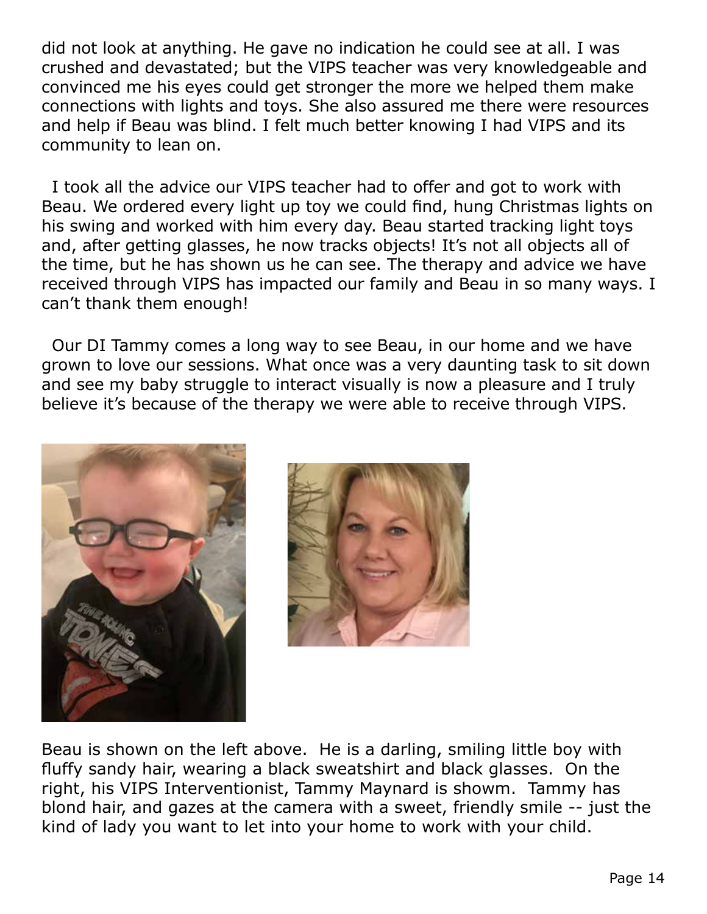did not look at anything. He gave no indication he could see at all. I was crushed and devastated; but the VIPS teacher was very knowledgeable and convinced me his eyes could get stronger the more we helped them make connections with lights and toys. She also assured me there were resources and help if Beau was blind. I felt much better knowing I had VIPS and its community to lean on.

I took all the advice our VIPS teacher had to offer and got to work with Beau. We ordered every light up toy we could find, hung Christmas lights on his swing and worked with him every day. Beau started tracking light toys and, after getting glasses, he now tracks objects! It's not all objects all of the time, but he has shown us he can see. The therapy and advice we have received through VIPS has impacted our family and Beau in so many ways. I can't thank them enough!

Our DI Tammy comes a long way to see Beau, in our home and we have grown to love our sessions. What once was a very daunting task to sit down and see my baby struggle to interact visually is now a pleasure and I truly believe it's because of the therapy we were able to receive through VIPS.

Beau is shown on the left above. He is a darling, smiling little boy with fluffy sandy hair, wearing a black sweatshirt and black glasses. On the right, his VIPS Interventionist, Tammy Maynard is showm. Tammy has blond hair, and gazes at the camera with a sweet, friendly smile -- just the kind of lady you want to let into your home to work with your child.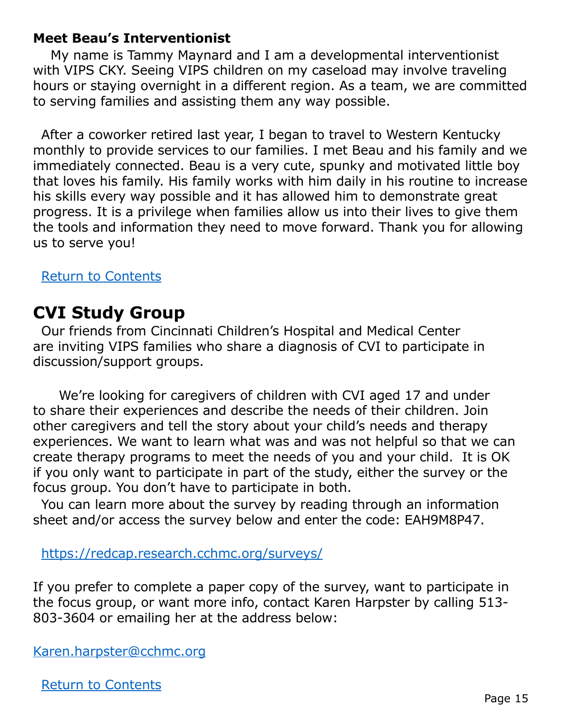### Meet Beau's Interventionist

My name is Tammy Maynard and I am a developmental interventionist with VIPS CKY. Seeing VIPS children on my caseload may involve traveling hours or staying overnight in a different region. As a team, we are committed to serving families and assisting them any way possible.

After a coworker retired last year, I began to travel to Western Kentucky monthly to provide services to our families. I met Beau and his family and we immediately connected. Beau is a very cute, spunky and motivated little boy that loves his family. His family works with him daily in his routine to increase his skills every way possible and it has allowed him to demonstrate great progress. It is a privilege when families allow us into their lives to give them the tools and information they need to move forward. Thank you for allowing us to serve you!

Return to Contents

## CVI Study Group

Our friends from Cincinnati Children's Hospital and Medical Center are inviting VIPS families who share a diagnosis of CVI to participate in discussion/support groups.

We're looking for caregivers of children with CVI aged 17 and under to share their experiences and describe the needs of their children. Join other caregivers and tell the story about your child's needs and therapy experiences. We want to learn what was and was not helpful so that we can create therapy programs to meet the needs of you and your child. It is OK if you only want to participate in part of the study, either the survey or the focus group. You don't have to participate in both.

You can learn more about the survey by reading through an information sheet and/or access the survey below and enter the code: EAH9M8P47.

https://redcap.research.cchmc.org/surveys/

If you prefer to complete a paper copy of the survey, want to participate in the focus group, or want more info, contact Karen Harpster by calling 513-803-3604 or emailing her at the address below:

Karen.harpster@cchmc.org

Return to Contents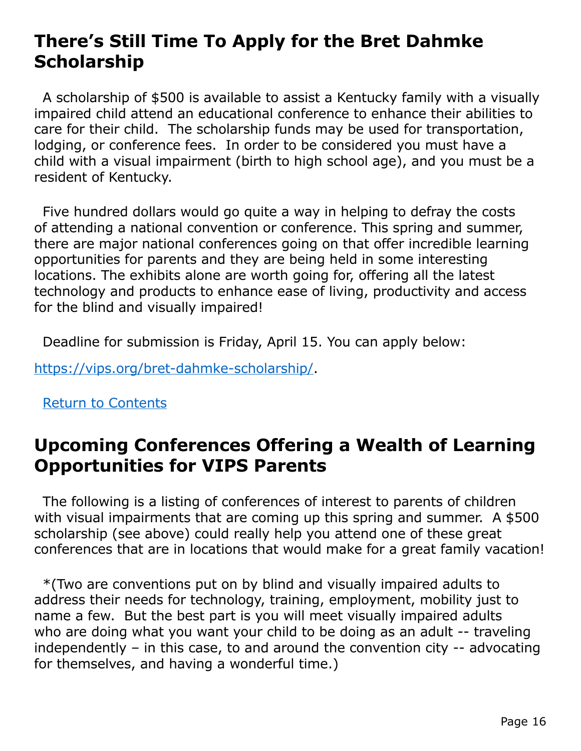## There's Still Time To Apply for the Bret Dahmke Scholarship

A scholarship of $500 is available to assist a Kentucky family with a visually impaired child attend an educational conference to enhance their abilities to care for their child. The scholarship funds may be used for transportation, lodging, or conference fees. In order to be considered you must have a child with a visual impairment (birth to high school age), and you must be a resident of Kentucky.

Five hundred dollars would go quite a way in helping to defray the costs of attending a national convention or conference. This spring and summer, there are major national conferences going on that offer incredible learning opportunities for parents and they are being held in some interesting locations. The exhibits alone are worth going for, offering all the latest technology and products to enhance ease of living, productivity and access for the blind and visually impaired!

Deadline for submission is Friday, April 15. You can apply below:

[https://vips.org/bret-dahmke-scholarship/](https://vips.org/bret-dahmke-scholarship/).

[Return to Contents]()

## Upcoming Conferences Offering a Wealth of Learning Opportunities for VIPS Parents

The following is a listing of conferences of interest to parents of children with visual impairments that are coming up this spring and summer. A $500 scholarship (see above) could really help you attend one of these great conferences that are in locations that would make for a great family vacation!

*(Two are conventions put on by blind and visually impaired adults to address their needs for technology, training, employment, mobility just to name a few. But the best part is you will meet visually impaired adults who are doing what you want your child to be doing as an adult -- traveling independently – in this case, to and around the convention city -- advocating for themselves, and having a wonderful time.)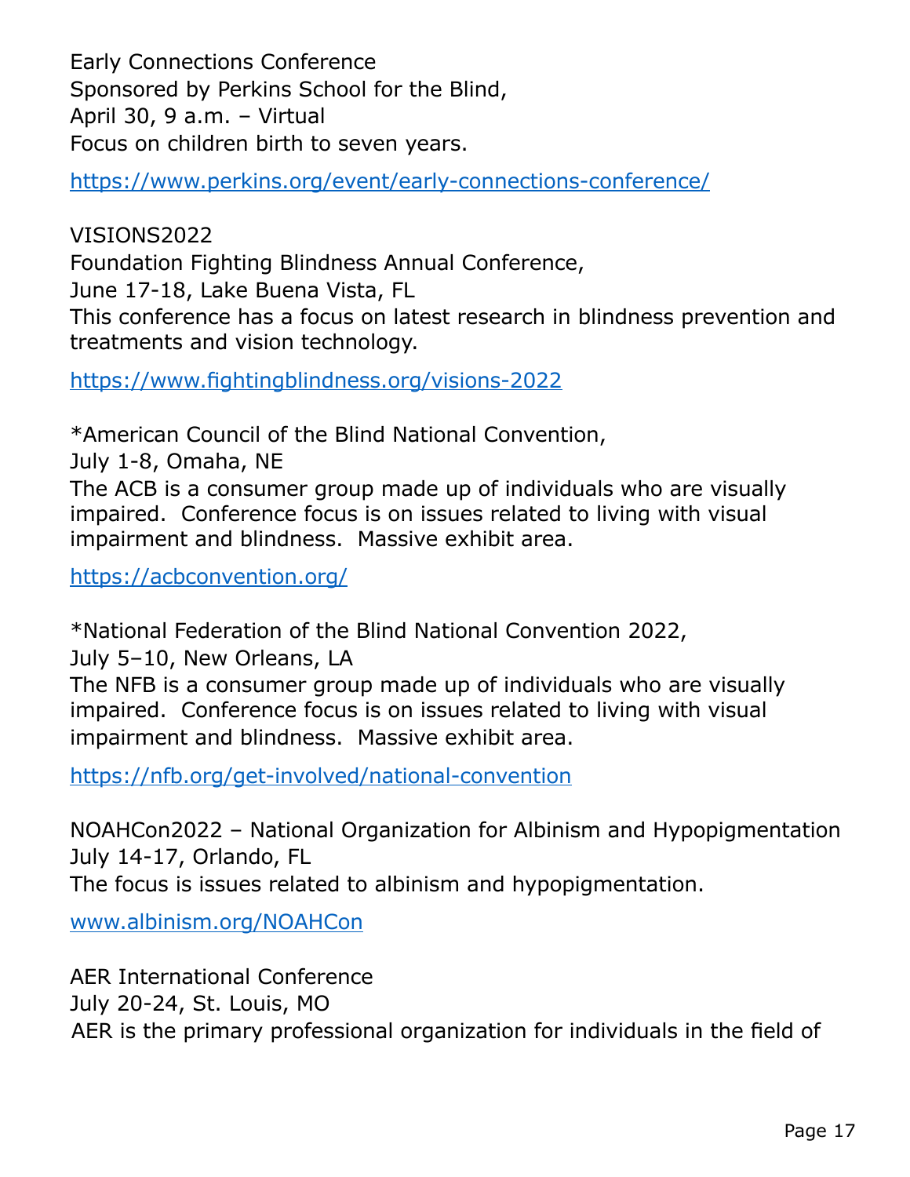Early Connections Conference
Sponsored by Perkins School for the Blind,
April 30, 9 a.m. – Virtual
Focus on children birth to seven years.

https://www.perkins.org/event/early-connections-conference/

VISIONS2022
Foundation Fighting Blindness Annual Conference,
June 17-18, Lake Buena Vista, FL
This conference has a focus on latest research in blindness prevention and treatments and vision technology.

https://www.fightingblindness.org/visions-2022

*American Council of the Blind National Convention,
July 1-8, Omaha, NE
The ACB is a consumer group made up of individuals who are visually impaired. Conference focus is on issues related to living with visual impairment and blindness. Massive exhibit area.

https://acbconvention.org/

*National Federation of the Blind National Convention 2022,
July 5–10, New Orleans, LA
The NFB is a consumer group made up of individuals who are visually impaired. Conference focus is on issues related to living with visual impairment and blindness. Massive exhibit area.

https://nfb.org/get-involved/national-convention

NOAHCon2022 – National Organization for Albinism and Hypopigmentation
July 14-17, Orlando, FL
The focus is issues related to albinism and hypopigmentation.

www.albinism.org/NOAHCon

AER International Conference
July 20-24, St. Louis, MO
AER is the primary professional organization for individuals in the field of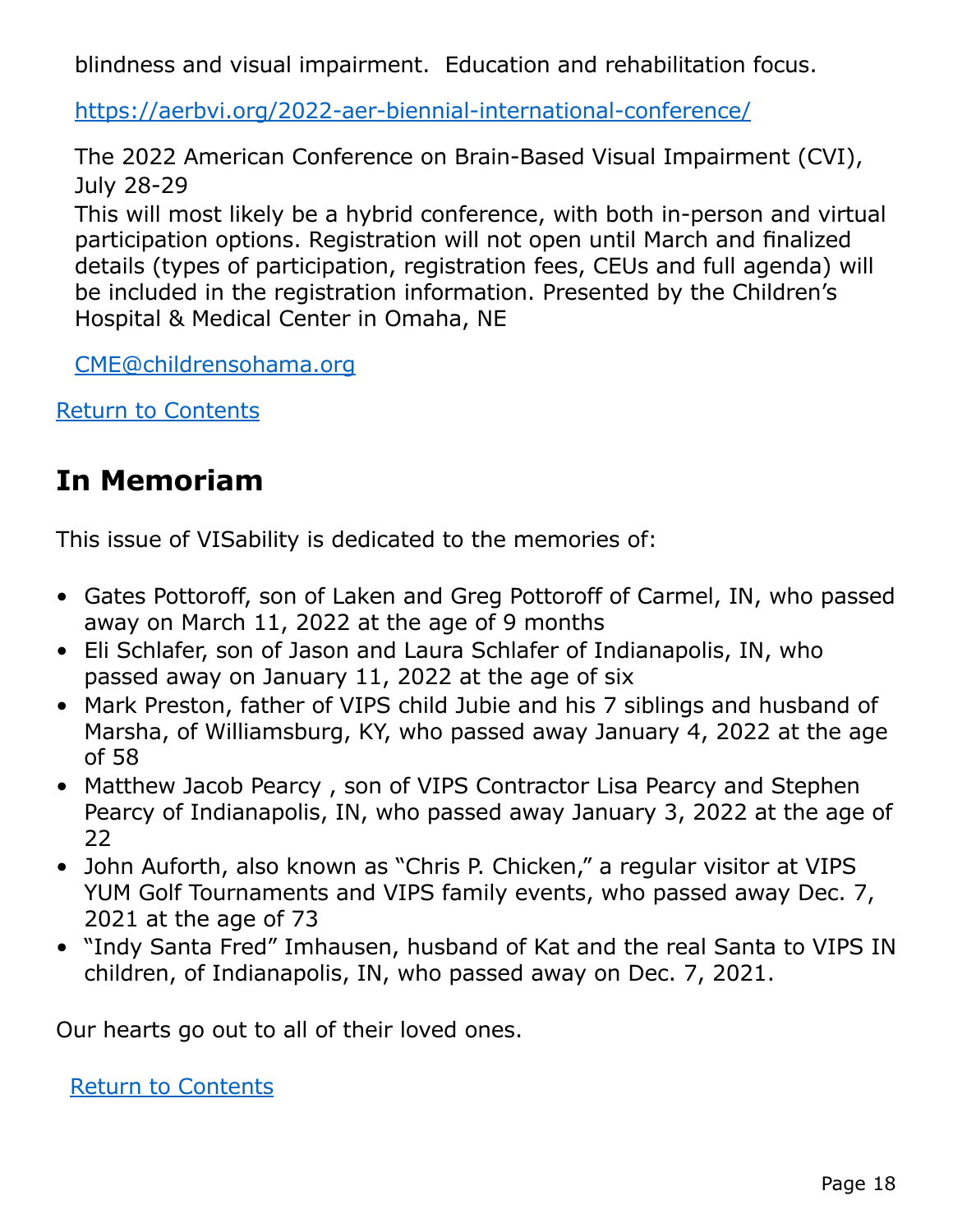blindness and visual impairment.  Education and rehabilitation focus.

https://aerbvi.org/2022-aer-biennial-international-conference/

The 2022 American Conference on Brain-Based Visual Impairment (CVI), July 28-29
This will most likely be a hybrid conference, with both in-person and virtual participation options. Registration will not open until March and finalized details (types of participation, registration fees, CEUs and full agenda) will be included in the registration information. Presented by the Children's Hospital & Medical Center in Omaha, NE

CME@childrensohama.org

Return to Contents

## In Memoriam

This issue of VISability is dedicated to the memories of:

- Gates Pottoroff, son of Laken and Greg Pottoroff of Carmel, IN, who passed away on March 11, 2022 at the age of 9 months
- Eli Schlafer, son of Jason and Laura Schlafer of Indianapolis, IN, who passed away on January 11, 2022 at the age of six
- Mark Preston, father of VIPS child Jubie and his 7 siblings and husband of Marsha, of Williamsburg, KY, who passed away January 4, 2022 at the age of 58
- Matthew Jacob Pearcy , son of VIPS Contractor Lisa Pearcy and Stephen Pearcy of Indianapolis, IN, who passed away January 3, 2022 at the age of 22
- John Auforth, also known as "Chris P. Chicken," a regular visitor at VIPS YUM Golf Tournaments and VIPS family events, who passed away Dec. 7, 2021 at the age of 73
- "Indy Santa Fred" Imhausen, husband of Kat and the real Santa to VIPS IN children, of Indianapolis, IN, who passed away on Dec. 7, 2021.

Our hearts go out to all of their loved ones.

Return to Contents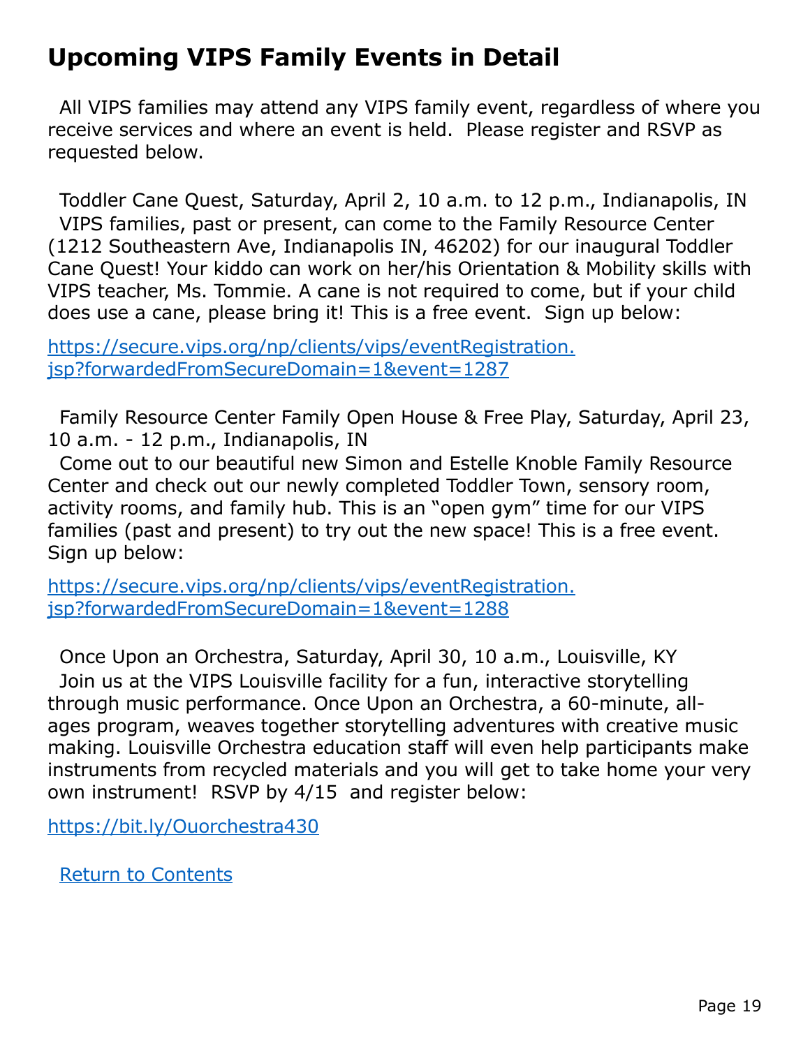# Upcoming VIPS Family Events in Detail

All VIPS families may attend any VIPS family event, regardless of where you receive services and where an event is held. Please register and RSVP as requested below.

Toddler Cane Quest, Saturday, April 2, 10 a.m. to 12 p.m., Indianapolis, IN
VIPS families, past or present, can come to the Family Resource Center (1212 Southeastern Ave, Indianapolis IN, 46202) for our inaugural Toddler Cane Quest! Your kiddo can work on her/his Orientation & Mobility skills with VIPS teacher, Ms. Tommie. A cane is not required to come, but if your child does use a cane, please bring it! This is a free event. Sign up below:

[https://secure.vips.org/np/clients/vips/eventRegistration.jsp?forwardedFromSecureDomain=1&event=1287](https://secure.vips.org/np/clients/vips/eventRegistration.jsp?forwardedFromSecureDomain=1&event=1287)

Family Resource Center Family Open House & Free Play, Saturday, April 23, 10 a.m. - 12 p.m., Indianapolis, IN
Come out to our beautiful new Simon and Estelle Knoble Family Resource Center and check out our newly completed Toddler Town, sensory room, activity rooms, and family hub. This is an "open gym" time for our VIPS families (past and present) to try out the new space! This is a free event. Sign up below:

[https://secure.vips.org/np/clients/vips/eventRegistration.jsp?forwardedFromSecureDomain=1&event=1288](https://secure.vips.org/np/clients/vips/eventRegistration.jsp?forwardedFromSecureDomain=1&event=1288)

Once Upon an Orchestra, Saturday, April 30, 10 a.m., Louisville, KY
Join us at the VIPS Louisville facility for a fun, interactive storytelling through music performance. Once Upon an Orchestra, a 60-minute, all-ages program, weaves together storytelling adventures with creative music making. Louisville Orchestra education staff will even help participants make instruments from recycled materials and you will get to take home your very own instrument! RSVP by 4/15 and register below:

[https://bit.ly/Ouorchestra430](https://bit.ly/Ouorchestra430)

Return to Contents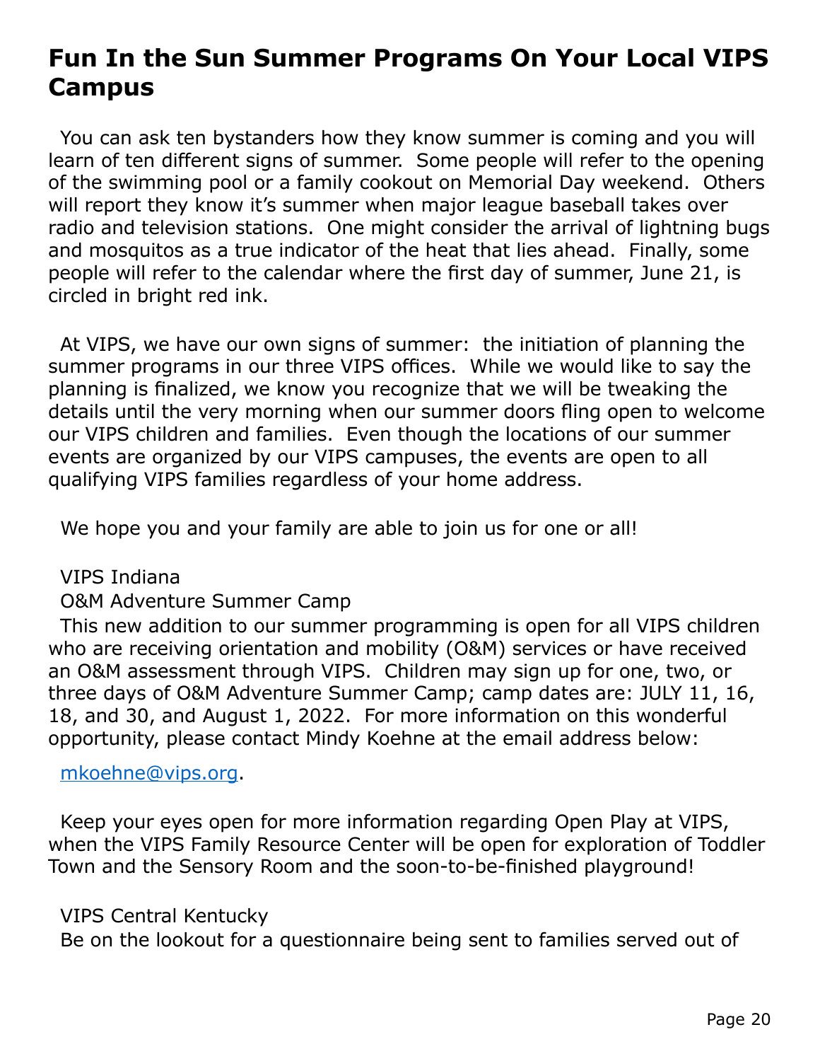# Fun In the Sun Summer Programs On Your Local VIPS Campus

You can ask ten bystanders how they know summer is coming and you will learn of ten different signs of summer. Some people will refer to the opening of the swimming pool or a family cookout on Memorial Day weekend. Others will report they know it's summer when major league baseball takes over radio and television stations. One might consider the arrival of lightning bugs and mosquitos as a true indicator of the heat that lies ahead. Finally, some people will refer to the calendar where the first day of summer, June 21, is circled in bright red ink.

At VIPS, we have our own signs of summer: the initiation of planning the summer programs in our three VIPS offices. While we would like to say the planning is finalized, we know you recognize that we will be tweaking the details until the very morning when our summer doors fling open to welcome our VIPS children and families. Even though the locations of our summer events are organized by our VIPS campuses, the events are open to all qualifying VIPS families regardless of your home address.

We hope you and your family are able to join us for one or all!

VIPS Indiana

O&M Adventure Summer Camp

This new addition to our summer programming is open for all VIPS children who are receiving orientation and mobility (O&M) services or have received an O&M assessment through VIPS. Children may sign up for one, two, or three days of O&M Adventure Summer Camp; camp dates are: JULY 11, 16, 18, and 30, and August 1, 2022. For more information on this wonderful opportunity, please contact Mindy Koehne at the email address below:

mkoehne@vips.org.

Keep your eyes open for more information regarding Open Play at VIPS, when the VIPS Family Resource Center will be open for exploration of Toddler Town and the Sensory Room and the soon-to-be-finished playground!

VIPS Central Kentucky

Be on the lookout for a questionnaire being sent to families served out of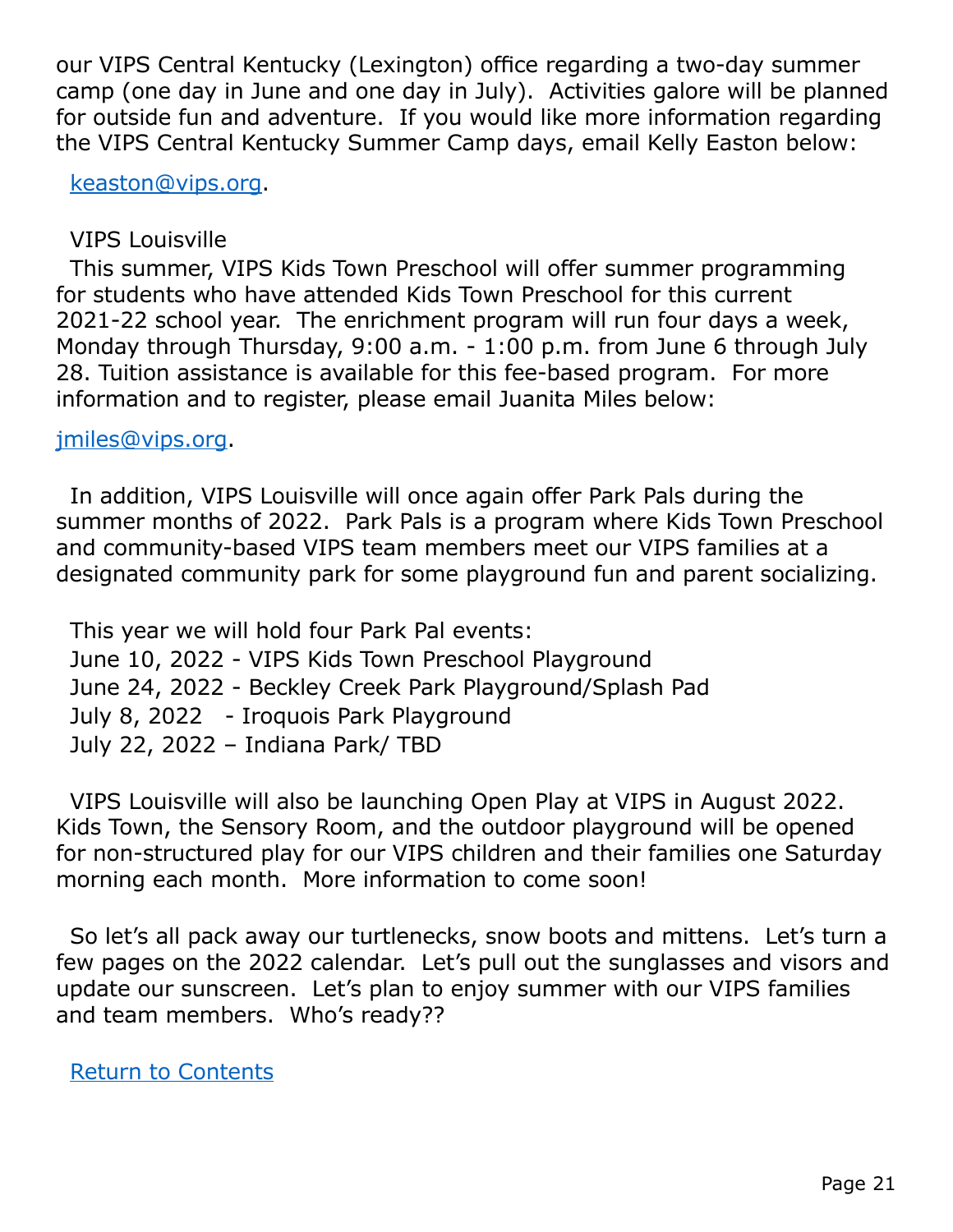our VIPS Central Kentucky (Lexington) office regarding a two-day summer camp (one day in June and one day in July). Activities galore will be planned for outside fun and adventure. If you would like more information regarding the VIPS Central Kentucky Summer Camp days, email Kelly Easton below:

keaston@vips.org.

VIPS Louisville

This summer, VIPS Kids Town Preschool will offer summer programming for students who have attended Kids Town Preschool for this current 2021-22 school year. The enrichment program will run four days a week, Monday through Thursday, 9:00 a.m. - 1:00 p.m. from June 6 through July 28. Tuition assistance is available for this fee-based program. For more information and to register, please email Juanita Miles below:

jmiles@vips.org.

In addition, VIPS Louisville will once again offer Park Pals during the summer months of 2022. Park Pals is a program where Kids Town Preschool and community-based VIPS team members meet our VIPS families at a designated community park for some playground fun and parent socializing.

This year we will hold four Park Pal events:
June 10, 2022 - VIPS Kids Town Preschool Playground
June 24, 2022 - Beckley Creek Park Playground/Splash Pad
July 8, 2022 - Iroquois Park Playground
July 22, 2022 – Indiana Park/ TBD

VIPS Louisville will also be launching Open Play at VIPS in August 2022. Kids Town, the Sensory Room, and the outdoor playground will be opened for non-structured play for our VIPS children and their families one Saturday morning each month. More information to come soon!

So let's all pack away our turtlenecks, snow boots and mittens. Let's turn a few pages on the 2022 calendar. Let's pull out the sunglasses and visors and update our sunscreen. Let's plan to enjoy summer with our VIPS families and team members. Who's ready??

Return to Contents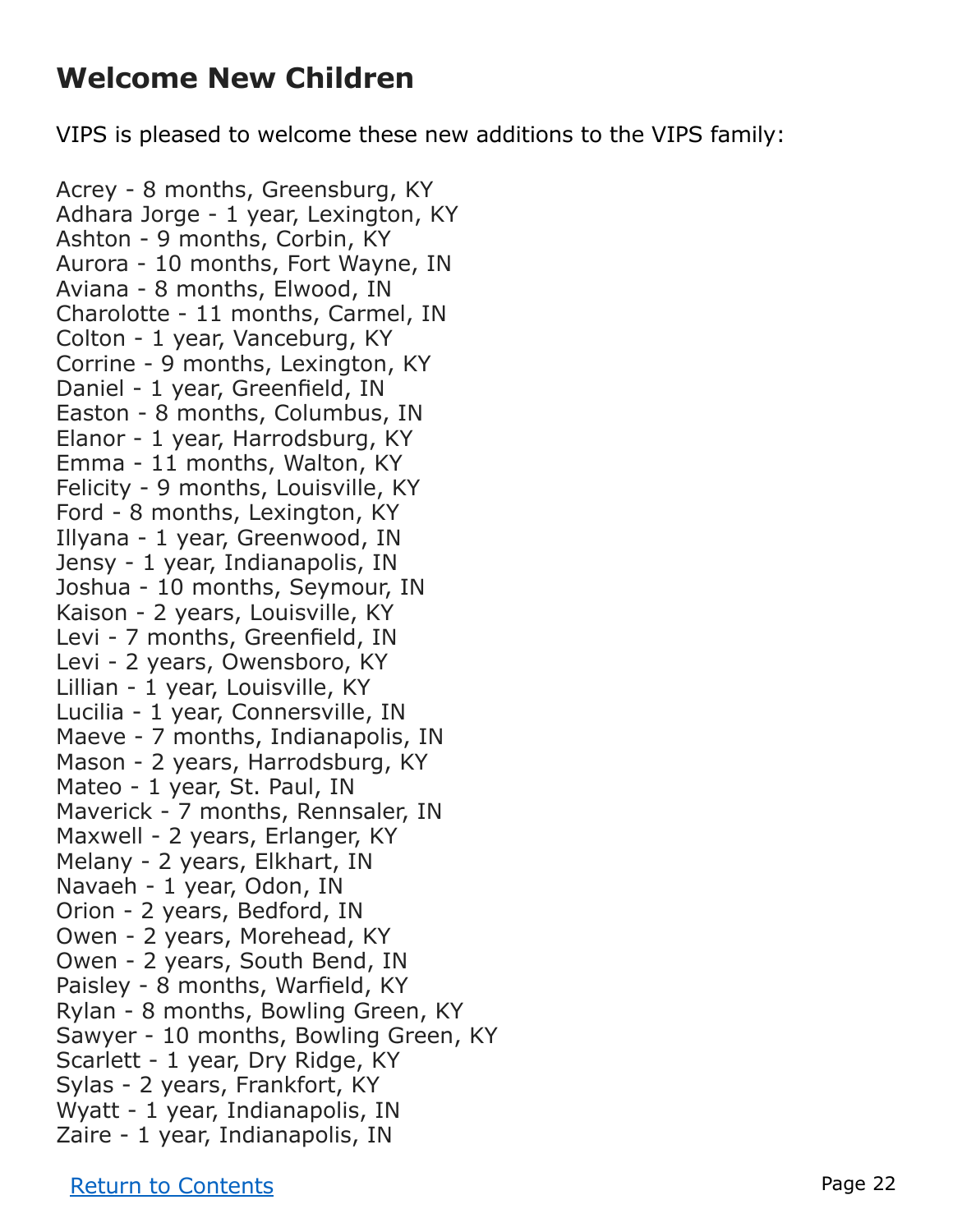## Welcome New Children

VIPS is pleased to welcome these new additions to the VIPS family:

Acrey - 8 months, Greensburg, KY
Adhara Jorge - 1 year, Lexington, KY
Ashton - 9 months, Corbin, KY
Aurora - 10 months, Fort Wayne, IN
Aviana - 8 months, Elwood, IN
Charolotte - 11 months, Carmel, IN
Colton - 1 year, Vanceburg, KY
Corrine - 9 months, Lexington, KY
Daniel - 1 year, Greenfield, IN
Easton - 8 months, Columbus, IN
Elanor - 1 year, Harrodsburg, KY
Emma - 11 months, Walton, KY
Felicity - 9 months, Louisville, KY
Ford - 8 months, Lexington, KY
Illyana - 1 year, Greenwood, IN
Jensy - 1 year, Indianapolis, IN
Joshua - 10 months, Seymour, IN
Kaison - 2 years, Louisville, KY
Levi - 7 months, Greenfield, IN
Levi - 2 years, Owensboro, KY
Lillian - 1 year, Louisville, KY
Lucilia - 1 year, Connersville, IN
Maeve - 7 months, Indianapolis, IN
Mason - 2 years, Harrodsburg, KY
Mateo - 1 year, St. Paul, IN
Maverick - 7 months, Rennsaler, IN
Maxwell - 2 years, Erlanger, KY
Melany - 2 years, Elkhart, IN
Navaeh - 1 year, Odon, IN
Orion - 2 years, Bedford, IN
Owen - 2 years, Morehead, KY
Owen - 2 years, South Bend, IN
Paisley - 8 months, Warfield, KY
Rylan - 8 months, Bowling Green, KY
Sawyer - 10 months, Bowling Green, KY
Scarlett - 1 year, Dry Ridge, KY
Sylas - 2 years, Frankfort, KY
Wyatt - 1 year, Indianapolis, IN
Zaire - 1 year, Indianapolis, IN

Return to Contents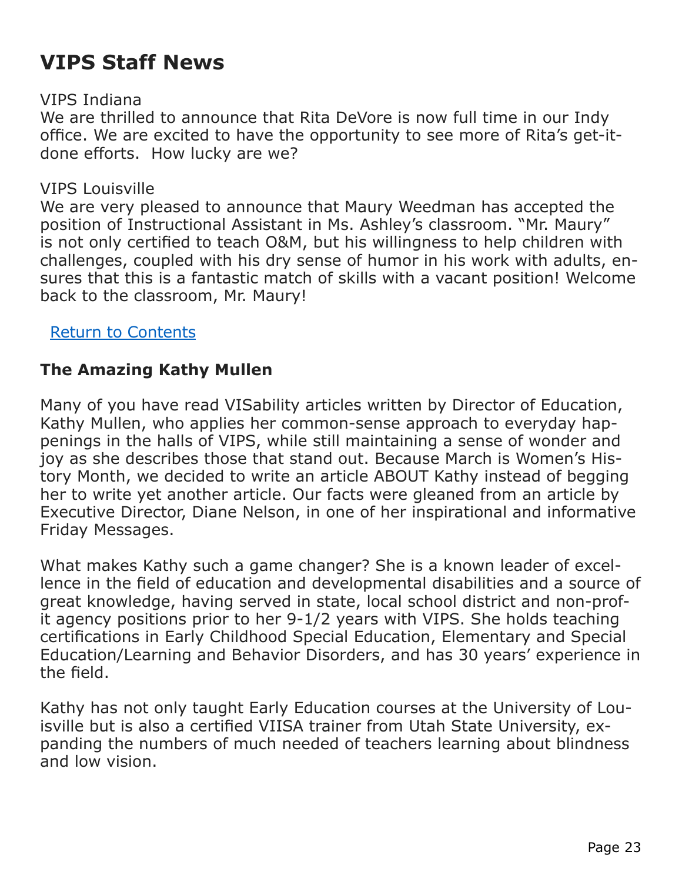# VIPS Staff News

VIPS Indiana
We are thrilled to announce that Rita DeVore is now full time in our Indy office. We are excited to have the opportunity to see more of Rita's get-it-done efforts. How lucky are we?

VIPS Louisville
We are very pleased to announce that Maury Weedman has accepted the position of Instructional Assistant in Ms. Ashley's classroom. "Mr. Maury" is not only certified to teach O&M, but his willingness to help children with challenges, coupled with his dry sense of humor in his work with adults, ensures that this is a fantastic match of skills with a vacant position! Welcome back to the classroom, Mr. Maury!

Return to Contents

### The Amazing Kathy Mullen

Many of you have read VISability articles written by Director of Education, Kathy Mullen, who applies her common-sense approach to everyday happenings in the halls of VIPS, while still maintaining a sense of wonder and joy as she describes those that stand out. Because March is Women's History Month, we decided to write an article ABOUT Kathy instead of begging her to write yet another article. Our facts were gleaned from an article by Executive Director, Diane Nelson, in one of her inspirational and informative Friday Messages.

What makes Kathy such a game changer? She is a known leader of excellence in the field of education and developmental disabilities and a source of great knowledge, having served in state, local school district and non-profit agency positions prior to her 9-1/2 years with VIPS. She holds teaching certifications in Early Childhood Special Education, Elementary and Special Education/Learning and Behavior Disorders, and has 30 years' experience in the field.

Kathy has not only taught Early Education courses at the University of Louisville but is also a certified VIISA trainer from Utah State University, expanding the numbers of much needed of teachers learning about blindness and low vision.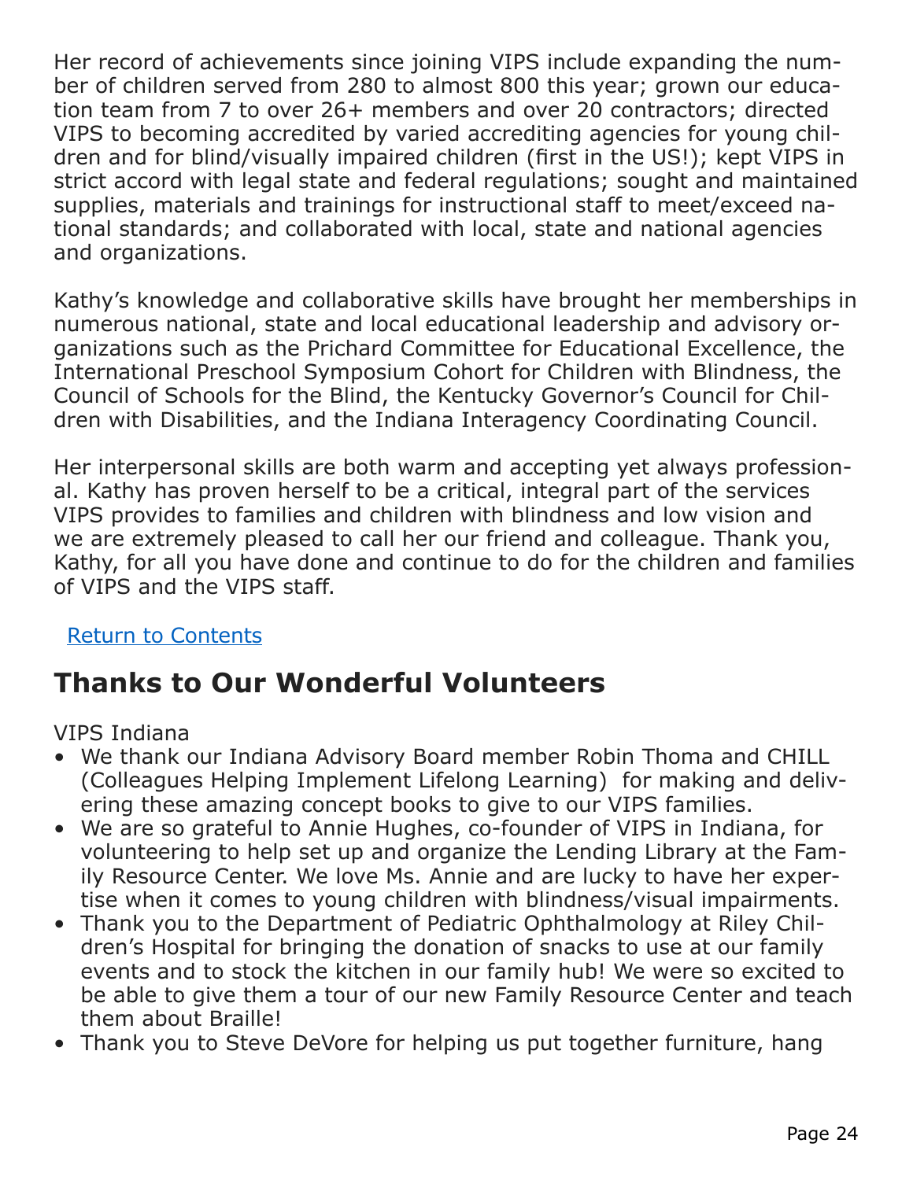Her record of achievements since joining VIPS include expanding the number of children served from 280 to almost 800 this year; grown our education team from 7 to over 26+ members and over 20 contractors; directed VIPS to becoming accredited by varied accrediting agencies for young children and for blind/visually impaired children (first in the US!); kept VIPS in strict accord with legal state and federal regulations; sought and maintained supplies, materials and trainings for instructional staff to meet/exceed national standards; and collaborated with local, state and national agencies and organizations.

Kathy's knowledge and collaborative skills have brought her memberships in numerous national, state and local educational leadership and advisory organizations such as the Prichard Committee for Educational Excellence, the International Preschool Symposium Cohort for Children with Blindness, the Council of Schools for the Blind, the Kentucky Governor's Council for Children with Disabilities, and the Indiana Interagency Coordinating Council.

Her interpersonal skills are both warm and accepting yet always professional. Kathy has proven herself to be a critical, integral part of the services VIPS provides to families and children with blindness and low vision and we are extremely pleased to call her our friend and colleague. Thank you, Kathy, for all you have done and continue to do for the children and families of VIPS and the VIPS staff.

Return to Contents

## Thanks to Our Wonderful Volunteers

VIPS Indiana

- We thank our Indiana Advisory Board member Robin Thoma and CHILL (Colleagues Helping Implement Lifelong Learning) for making and delivering these amazing concept books to give to our VIPS families.
- We are so grateful to Annie Hughes, co-founder of VIPS in Indiana, for volunteering to help set up and organize the Lending Library at the Family Resource Center. We love Ms. Annie and are lucky to have her expertise when it comes to young children with blindness/visual impairments.
- Thank you to the Department of Pediatric Ophthalmology at Riley Children's Hospital for bringing the donation of snacks to use at our family events and to stock the kitchen in our family hub! We were so excited to be able to give them a tour of our new Family Resource Center and teach them about Braille!
- Thank you to Steve DeVore for helping us put together furniture, hang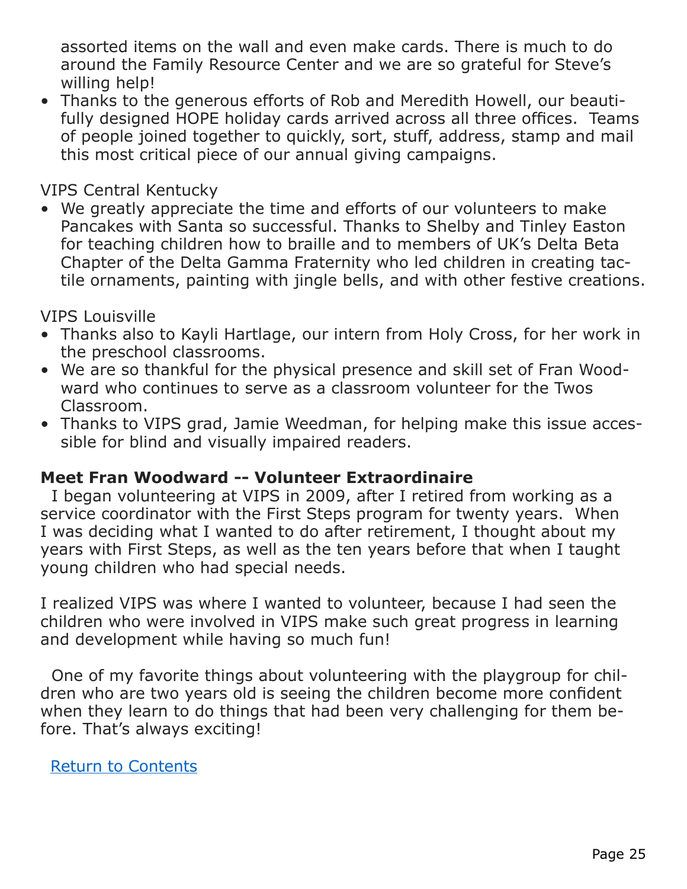assorted items on the wall and even make cards. There is much to do around the Family Resource Center and we are so grateful for Steve's willing help!

- Thanks to the generous efforts of Rob and Meredith Howell, our beautifully designed HOPE holiday cards arrived across all three offices. Teams of people joined together to quickly, sort, stuff, address, stamp and mail this most critical piece of our annual giving campaigns.

VIPS Central Kentucky

- We greatly appreciate the time and efforts of our volunteers to make Pancakes with Santa so successful. Thanks to Shelby and Tinley Easton for teaching children how to braille and to members of UK's Delta Beta Chapter of the Delta Gamma Fraternity who led children in creating tactile ornaments, painting with jingle bells, and with other festive creations.

VIPS Louisville

- Thanks also to Kayli Hartlage, our intern from Holy Cross, for her work in the preschool classrooms.
- We are so thankful for the physical presence and skill set of Fran Woodward who continues to serve as a classroom volunteer for the Twos Classroom.
- Thanks to VIPS grad, Jamie Weedman, for helping make this issue accessible for blind and visually impaired readers.

**Meet Fran Woodward -- Volunteer Extraordinaire**

I began volunteering at VIPS in 2009, after I retired from working as a service coordinator with the First Steps program for twenty years. When I was deciding what I wanted to do after retirement, I thought about my years with First Steps, as well as the ten years before that when I taught young children who had special needs.

I realized VIPS was where I wanted to volunteer, because I had seen the children who were involved in VIPS make such great progress in learning and development while having so much fun!

One of my favorite things about volunteering with the playgroup for children who are two years old is seeing the children become more confident when they learn to do things that had been very challenging for them before. That's always exciting!

Return to Contents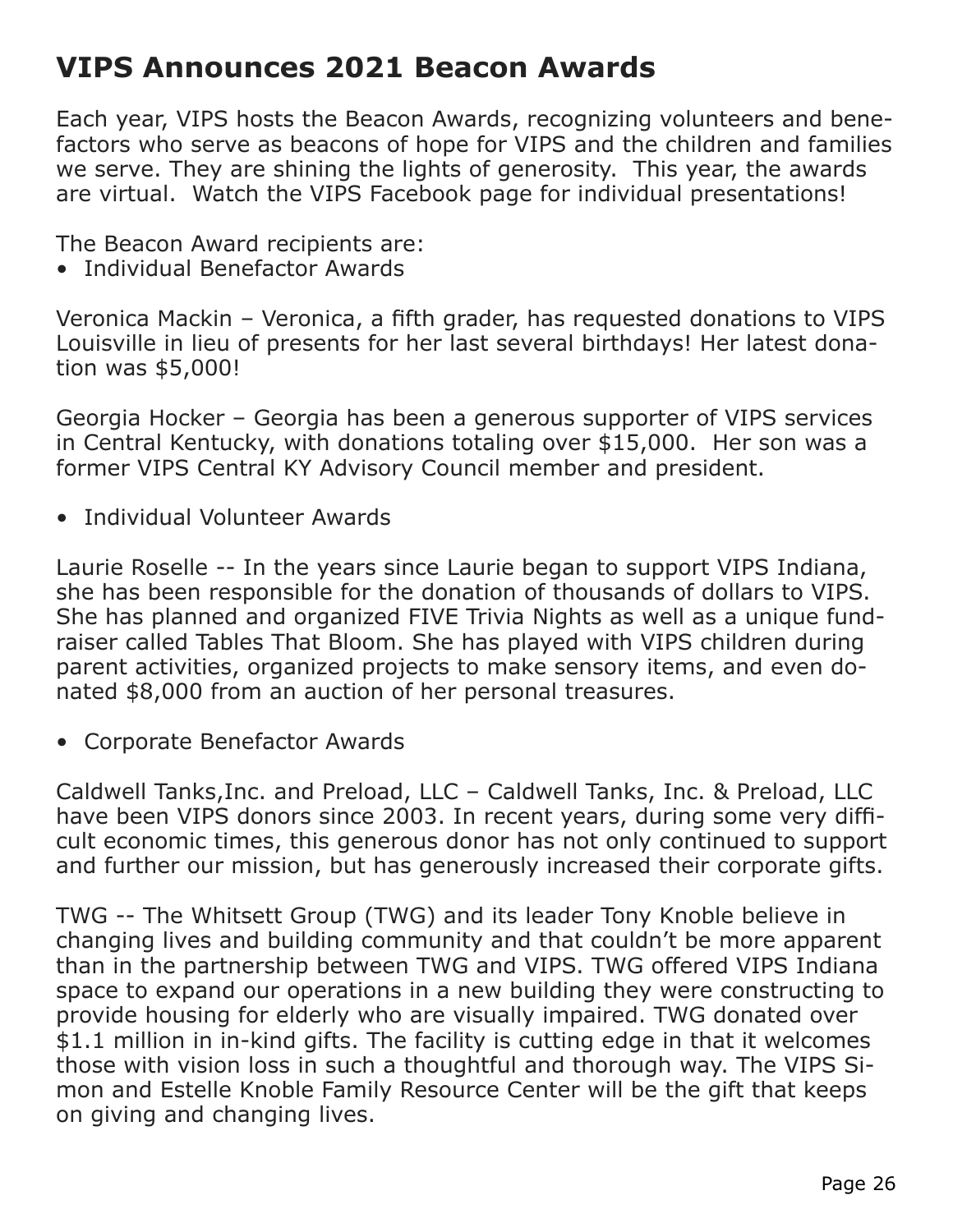## VIPS Announces 2021 Beacon Awards

Each year, VIPS hosts the Beacon Awards, recognizing volunteers and benefactors who serve as beacons of hope for VIPS and the children and families we serve. They are shining the lights of generosity. This year, the awards are virtual. Watch the VIPS Facebook page for individual presentations!

The Beacon Award recipients are:

- Individual Benefactor Awards

Veronica Mackin – Veronica, a fifth grader, has requested donations to VIPS Louisville in lieu of presents for her last several birthdays! Her latest donation was $5,000!

Georgia Hocker – Georgia has been a generous supporter of VIPS services in Central Kentucky, with donations totaling over $15,000. Her son was a former VIPS Central KY Advisory Council member and president.

- Individual Volunteer Awards

Laurie Roselle -- In the years since Laurie began to support VIPS Indiana, she has been responsible for the donation of thousands of dollars to VIPS. She has planned and organized FIVE Trivia Nights as well as a unique fundraiser called Tables That Bloom. She has played with VIPS children during parent activities, organized projects to make sensory items, and even donated $8,000 from an auction of her personal treasures.

- Corporate Benefactor Awards

Caldwell Tanks,Inc. and Preload, LLC – Caldwell Tanks, Inc. & Preload, LLC have been VIPS donors since 2003. In recent years, during some very difficult economic times, this generous donor has not only continued to support and further our mission, but has generously increased their corporate gifts.

TWG -- The Whitsett Group (TWG) and its leader Tony Knoble believe in changing lives and building community and that couldn't be more apparent than in the partnership between TWG and VIPS. TWG offered VIPS Indiana space to expand our operations in a new building they were constructing to provide housing for elderly who are visually impaired. TWG donated over $1.1 million in in-kind gifts. The facility is cutting edge in that it welcomes those with vision loss in such a thoughtful and thorough way. The VIPS Simon and Estelle Knoble Family Resource Center will be the gift that keeps on giving and changing lives.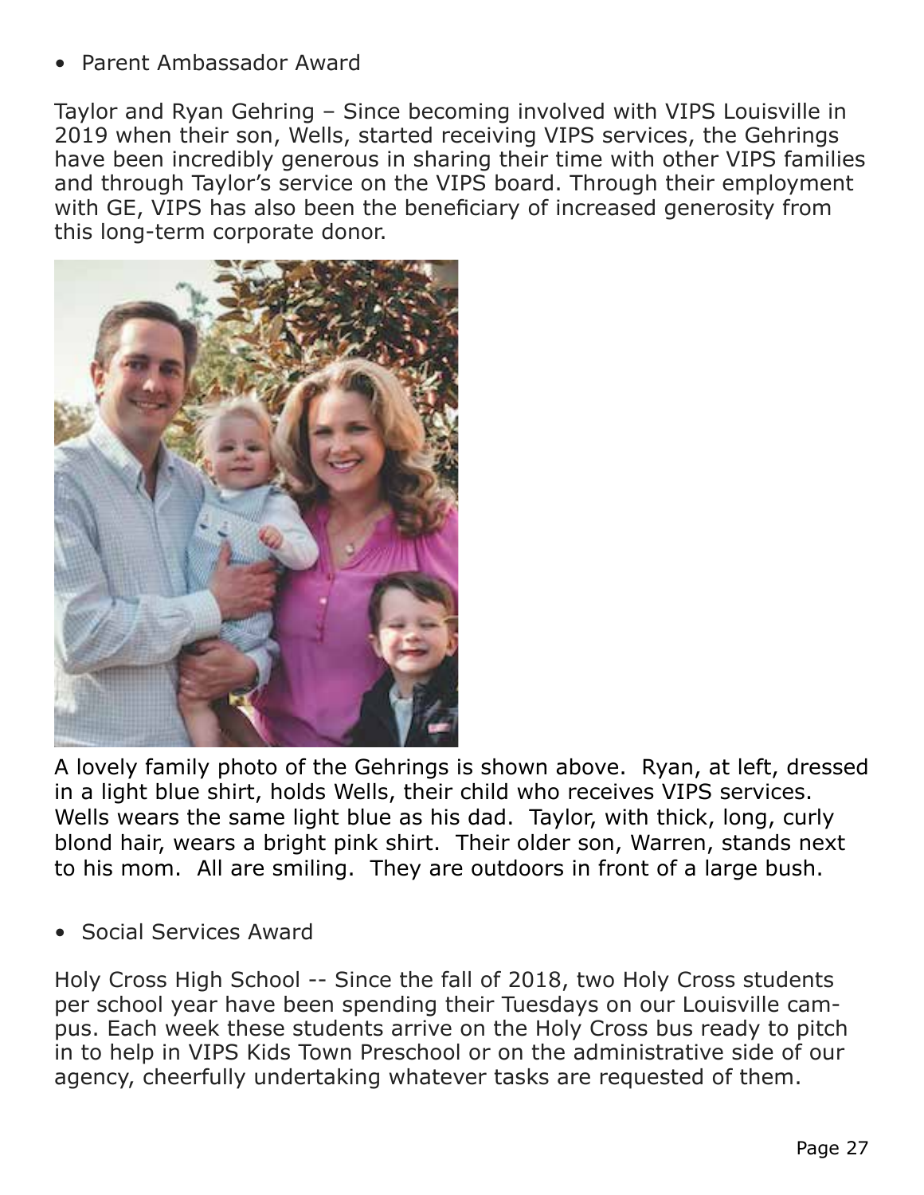- Parent Ambassador Award

Taylor and Ryan Gehring – Since becoming involved with VIPS Louisville in 2019 when their son, Wells, started receiving VIPS services, the Gehrings have been incredibly generous in sharing their time with other VIPS families and through Taylor's service on the VIPS board. Through their employment with GE, VIPS has also been the beneficiary of increased generosity from this long-term corporate donor.

A lovely family photo of the Gehrings is shown above. Ryan, at left, dressed in a light blue shirt, holds Wells, their child who receives VIPS services. Wells wears the same light blue as his dad. Taylor, with thick, long, curly blond hair, wears a bright pink shirt. Their older son, Warren, stands next to his mom. All are smiling. They are outdoors in front of a large bush.

- Social Services Award

Holy Cross High School -- Since the fall of 2018, two Holy Cross students per school year have been spending their Tuesdays on our Louisville campus. Each week these students arrive on the Holy Cross bus ready to pitch in to help in VIPS Kids Town Preschool or on the administrative side of our agency, cheerfully undertaking whatever tasks are requested of them.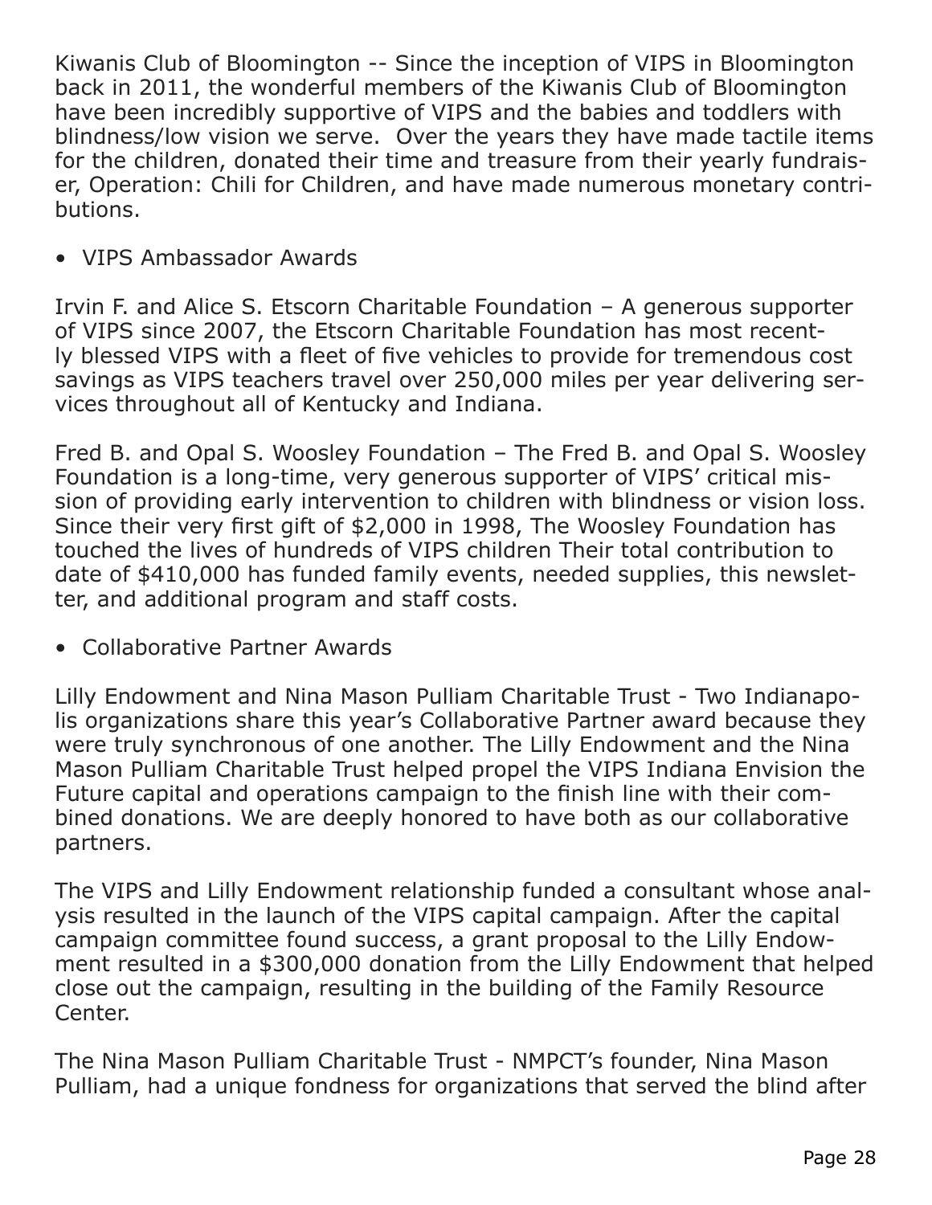Kiwanis Club of Bloomington -- Since the inception of VIPS in Bloomington back in 2011, the wonderful members of the Kiwanis Club of Bloomington have been incredibly supportive of VIPS and the babies and toddlers with blindness/low vision we serve. Over the years they have made tactile items for the children, donated their time and treasure from their yearly fundraiser, Operation: Chili for Children, and have made numerous monetary contributions.

- VIPS Ambassador Awards

Irvin F. and Alice S. Etscorn Charitable Foundation – A generous supporter of VIPS since 2007, the Etscorn Charitable Foundation has most recently blessed VIPS with a fleet of five vehicles to provide for tremendous cost savings as VIPS teachers travel over 250,000 miles per year delivering services throughout all of Kentucky and Indiana.

Fred B. and Opal S. Woosley Foundation – The Fred B. and Opal S. Woosley Foundation is a long-time, very generous supporter of VIPS' critical mission of providing early intervention to children with blindness or vision loss. Since their very first gift of $2,000 in 1998, The Woosley Foundation has touched the lives of hundreds of VIPS children Their total contribution to date of $410,000 has funded family events, needed supplies, this newsletter, and additional program and staff costs.

- Collaborative Partner Awards

Lilly Endowment and Nina Mason Pulliam Charitable Trust - Two Indianapolis organizations share this year's Collaborative Partner award because they were truly synchronous of one another. The Lilly Endowment and the Nina Mason Pulliam Charitable Trust helped propel the VIPS Indiana Envision the Future capital and operations campaign to the finish line with their combined donations. We are deeply honored to have both as our collaborative partners.

The VIPS and Lilly Endowment relationship funded a consultant whose analysis resulted in the launch of the VIPS capital campaign. After the capital campaign committee found success, a grant proposal to the Lilly Endowment resulted in a $300,000 donation from the Lilly Endowment that helped close out the campaign, resulting in the building of the Family Resource Center.

The Nina Mason Pulliam Charitable Trust - NMPCT's founder, Nina Mason Pulliam, had a unique fondness for organizations that served the blind after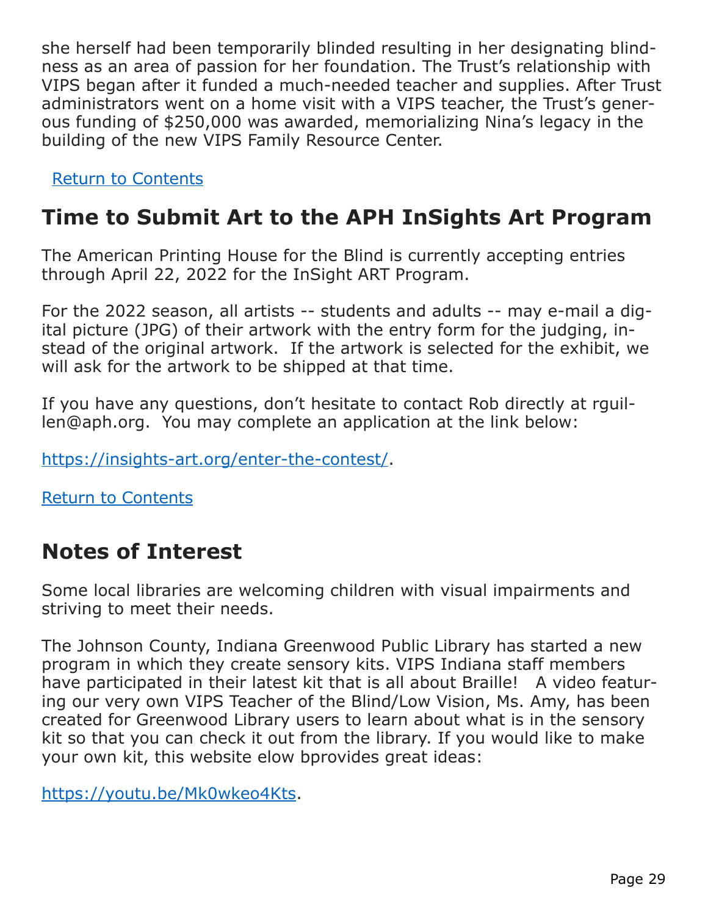she herself had been temporarily blinded resulting in her designating blindness as an area of passion for her foundation. The Trust's relationship with VIPS began after it funded a much-needed teacher and supplies. After Trust administrators went on a home visit with a VIPS teacher, the Trust's generous funding of $250,000 was awarded, memorializing Nina's legacy in the building of the new VIPS Family Resource Center.

Return to Contents

## Time to Submit Art to the APH InSights Art Program

The American Printing House for the Blind is currently accepting entries through April 22, 2022 for the InSight ART Program.

For the 2022 season, all artists -- students and adults -- may e-mail a digital picture (JPG) of their artwork with the entry form for the judging, instead of the original artwork. If the artwork is selected for the exhibit, we will ask for the artwork to be shipped at that time.

If you have any questions, don't hesitate to contact Rob directly at rguillen@aph.org. You may complete an application at the link below:

https://insights-art.org/enter-the-contest/.

Return to Contents

## Notes of Interest

Some local libraries are welcoming children with visual impairments and striving to meet their needs.

The Johnson County, Indiana Greenwood Public Library has started a new program in which they create sensory kits. VIPS Indiana staff members have participated in their latest kit that is all about Braille! A video featuring our very own VIPS Teacher of the Blind/Low Vision, Ms. Amy, has been created for Greenwood Library users to learn about what is in the sensory kit so that you can check it out from the library. If you would like to make your own kit, this website elow bprovides great ideas:

https://youtu.be/Mk0wkeo4Kts.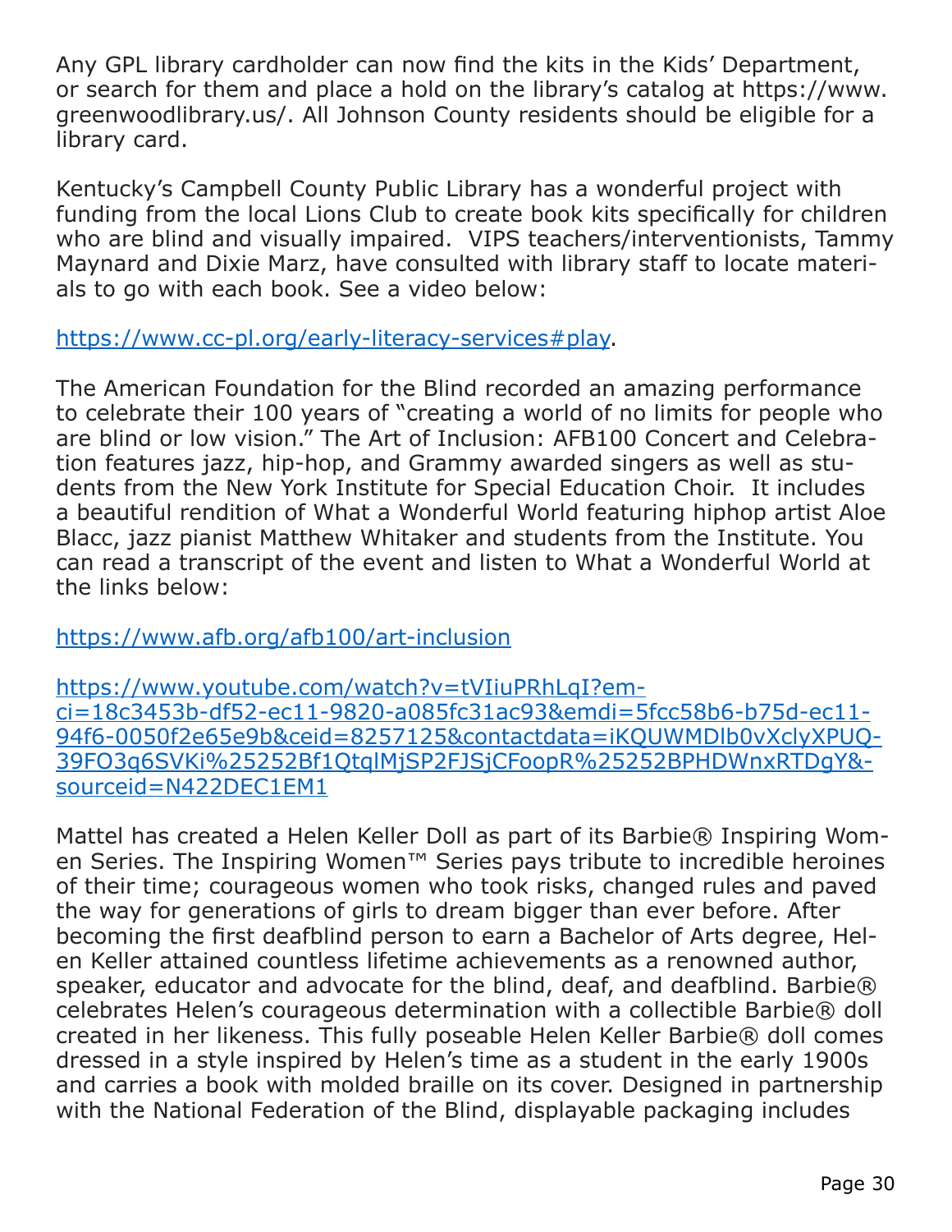Any GPL library cardholder can now find the kits in the Kids' Department, or search for them and place a hold on the library's catalog at https://www.greenwoodlibrary.us/. All Johnson County residents should be eligible for a library card.

Kentucky's Campbell County Public Library has a wonderful project with funding from the local Lions Club to create book kits specifically for children who are blind and visually impaired. VIPS teachers/interventionists, Tammy Maynard and Dixie Marz, have consulted with library staff to locate materials to go with each book. See a video below:

https://www.cc-pl.org/early-literacy-services#play.

The American Foundation for the Blind recorded an amazing performance to celebrate their 100 years of "creating a world of no limits for people who are blind or low vision." The Art of Inclusion: AFB100 Concert and Celebration features jazz, hip-hop, and Grammy awarded singers as well as students from the New York Institute for Special Education Choir. It includes a beautiful rendition of What a Wonderful World featuring hiphop artist Aloe Blacc, jazz pianist Matthew Whitaker and students from the Institute. You can read a transcript of the event and listen to What a Wonderful World at the links below:

https://www.afb.org/afb100/art-inclusion

https://www.youtube.com/watch?v=tVIiuPRhLqI?emci=18c3453b-df52-ec11-9820-a085fc31ac93&emdi=5fcc58b6-b75d-ec11-94f6-0050f2e65e9b&ceid=8257125&contactdata=iKQUWMDlb0vXclyXPUQ-39FO3q6SVKi%25252Bf1QtqlMjSP2FJSjCFoopR%25252BPHDWnxRTDgY&sourceid=N422DEC1EM1

Mattel has created a Helen Keller Doll as part of its Barbie® Inspiring Women Series. The Inspiring Women™ Series pays tribute to incredible heroines of their time; courageous women who took risks, changed rules and paved the way for generations of girls to dream bigger than ever before. After becoming the first deafblind person to earn a Bachelor of Arts degree, Helen Keller attained countless lifetime achievements as a renowned author, speaker, educator and advocate for the blind, deaf, and deafblind. Barbie® celebrates Helen's courageous determination with a collectible Barbie® doll created in her likeness. This fully poseable Helen Keller Barbie® doll comes dressed in a style inspired by Helen's time as a student in the early 1900s and carries a book with molded braille on its cover. Designed in partnership with the National Federation of the Blind, displayable packaging includes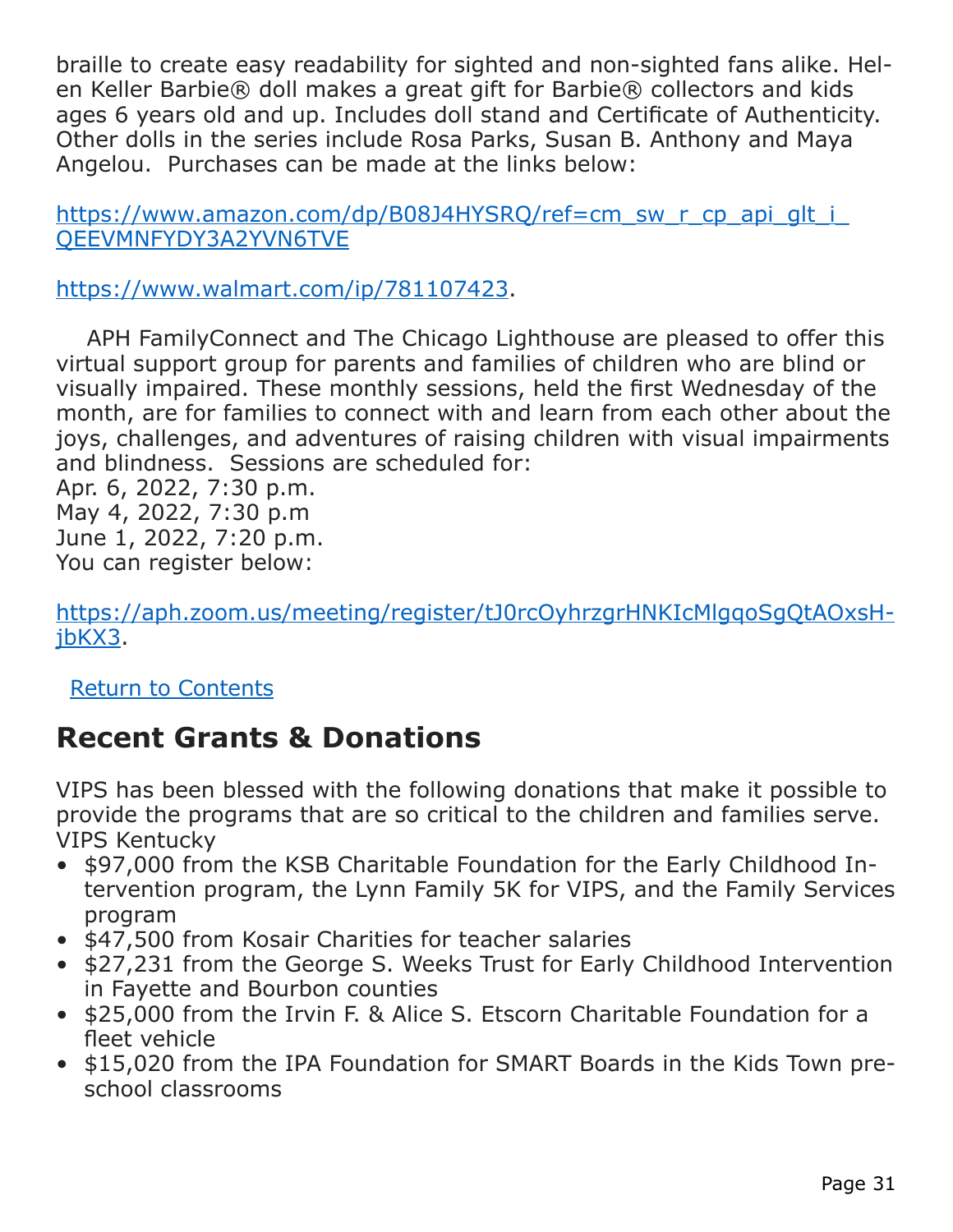braille to create easy readability for sighted and non-sighted fans alike. Helen Keller Barbie® doll makes a great gift for Barbie® collectors and kids ages 6 years old and up. Includes doll stand and Certificate of Authenticity. Other dolls in the series include Rosa Parks, Susan B. Anthony and Maya Angelou.  Purchases can be made at the links below:

https://www.amazon.com/dp/B08J4HYSRQ/ref=cm_sw_r_cp_api_glt_i_QEEVMNFYDY3A2YVN6TVE

https://www.walmart.com/ip/781107423.

APH FamilyConnect and The Chicago Lighthouse are pleased to offer this virtual support group for parents and families of children who are blind or visually impaired. These monthly sessions, held the first Wednesday of the month, are for families to connect with and learn from each other about the joys, challenges, and adventures of raising children with visual impairments and blindness.  Sessions are scheduled for:
Apr. 6, 2022, 7:30 p.m.
May 4, 2022, 7:30 p.m
June 1, 2022, 7:20 p.m.
You can register below:

https://aph.zoom.us/meeting/register/tJ0rcOyhrzgrHNKIcMlgqoSgQtAOxsHjbKX3.

Return to Contents

## Recent Grants & Donations

VIPS has been blessed with the following donations that make it possible to provide the programs that are so critical to the children and families serve.
VIPS Kentucky

- $97,000 from the KSB Charitable Foundation for the Early Childhood Intervention program, the Lynn Family 5K for VIPS, and the Family Services program
- $47,500 from Kosair Charities for teacher salaries
- $27,231 from the George S. Weeks Trust for Early Childhood Intervention in Fayette and Bourbon counties
- $25,000 from the Irvin F. & Alice S. Etscorn Charitable Foundation for a fleet vehicle
- $15,020 from the IPA Foundation for SMART Boards in the Kids Town preschool classrooms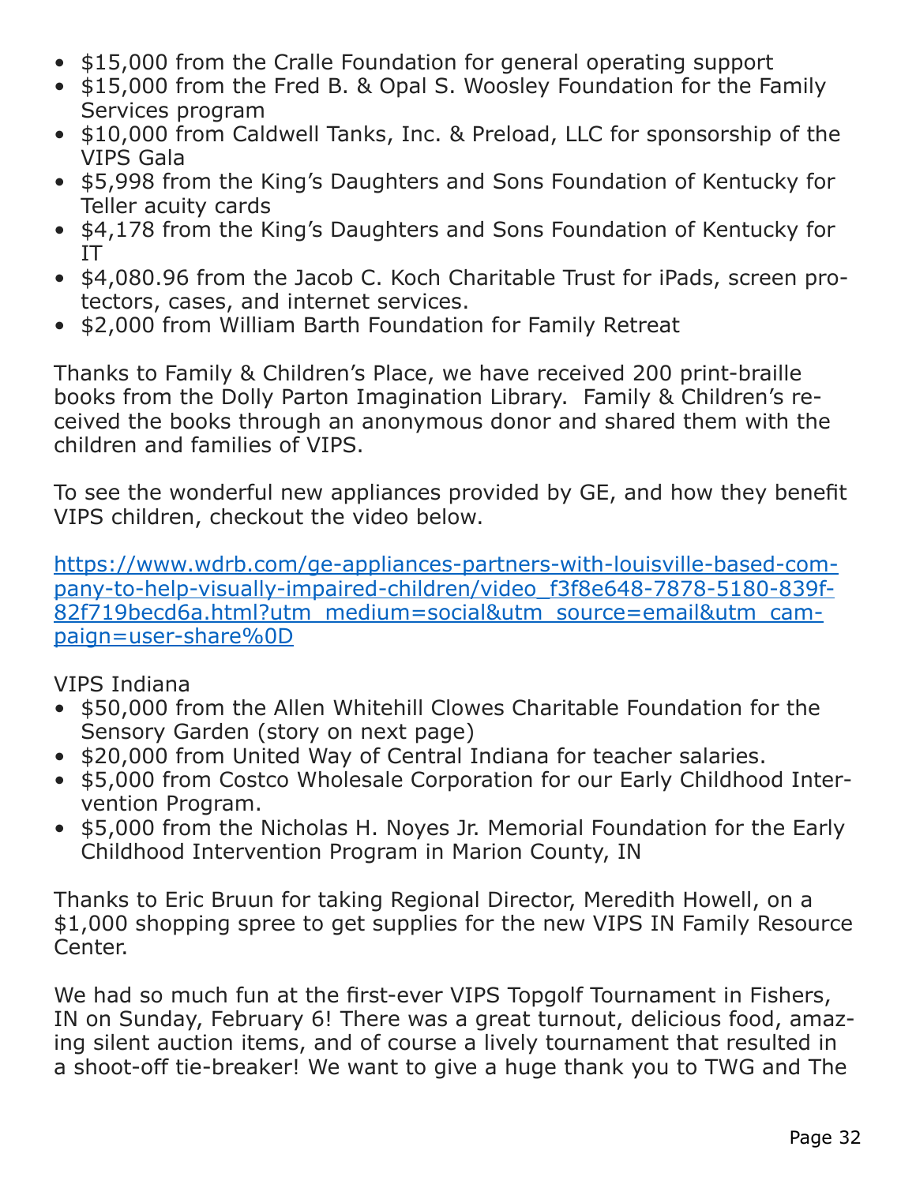- $15,000 from the Cralle Foundation for general operating support
- $15,000 from the Fred B. & Opal S. Woosley Foundation for the Family Services program
- $10,000 from Caldwell Tanks, Inc. & Preload, LLC for sponsorship of the VIPS Gala
- $5,998 from the King's Daughters and Sons Foundation of Kentucky for Teller acuity cards
- $4,178 from the King's Daughters and Sons Foundation of Kentucky for IT
- $4,080.96 from the Jacob C. Koch Charitable Trust for iPads, screen protectors, cases, and internet services.
- $2,000 from William Barth Foundation for Family Retreat

Thanks to Family & Children's Place, we have received 200 print-braille books from the Dolly Parton Imagination Library. Family & Children's received the books through an anonymous donor and shared them with the children and families of VIPS.

To see the wonderful new appliances provided by GE, and how they benefit VIPS children, checkout the video below.

https://www.wdrb.com/ge-appliances-partners-with-louisville-based-company-to-help-visually-impaired-children/video_f3f8e648-7878-5180-839f-82f719becd6a.html?utm_medium=social&utm_source=email&utm_campaign=user-share%0D

VIPS Indiana

- $50,000 from the Allen Whitehill Clowes Charitable Foundation for the Sensory Garden (story on next page)
- $20,000 from United Way of Central Indiana for teacher salaries.
- $5,000 from Costco Wholesale Corporation for our Early Childhood Intervention Program.
- $5,000 from the Nicholas H. Noyes Jr. Memorial Foundation for the Early Childhood Intervention Program in Marion County, IN

Thanks to Eric Bruun for taking Regional Director, Meredith Howell, on a $1,000 shopping spree to get supplies for the new VIPS IN Family Resource Center.

We had so much fun at the first-ever VIPS Topgolf Tournament in Fishers, IN on Sunday, February 6! There was a great turnout, delicious food, amazing silent auction items, and of course a lively tournament that resulted in a shoot-off tie-breaker! We want to give a huge thank you to TWG and The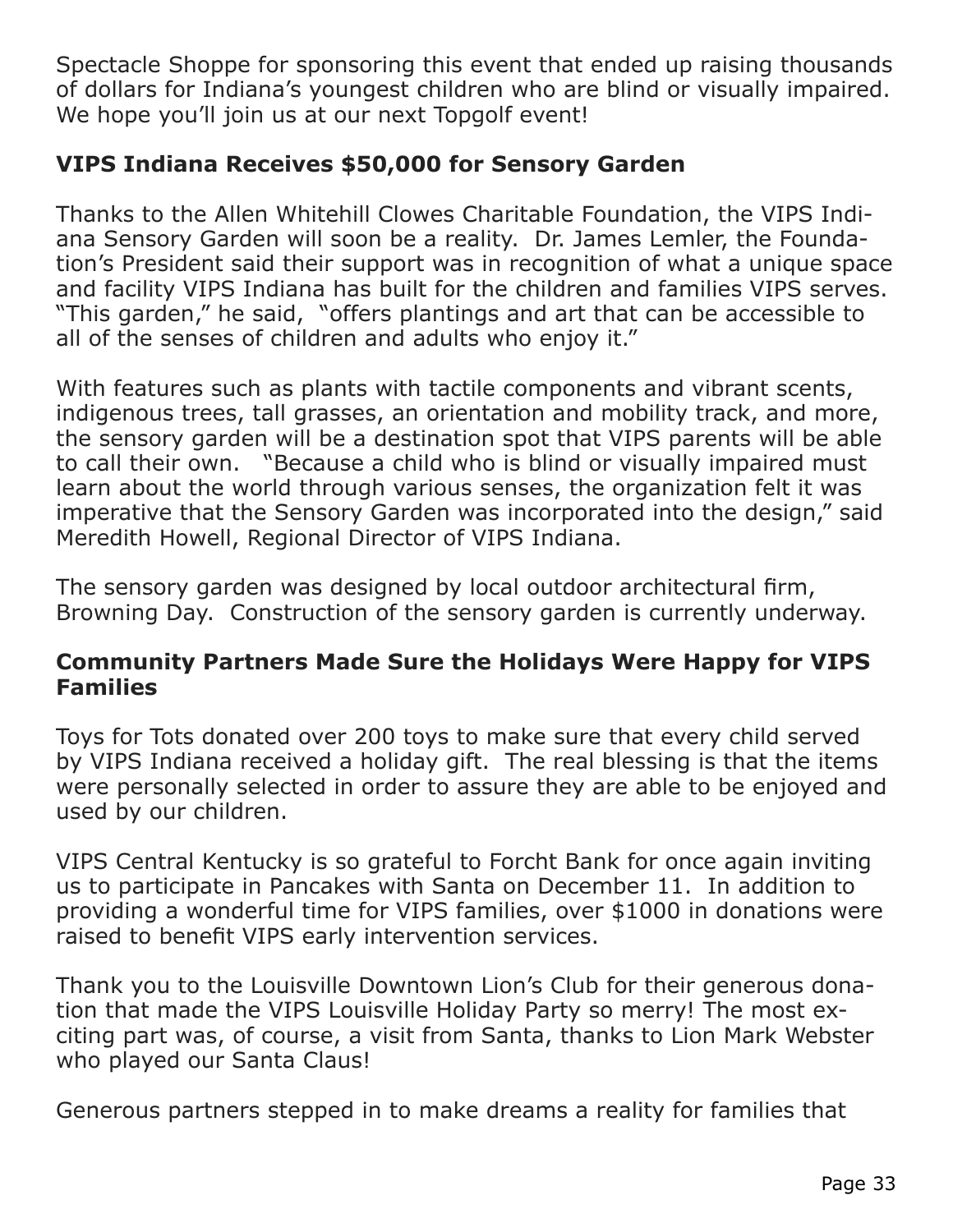Spectacle Shoppe for sponsoring this event that ended up raising thousands of dollars for Indiana's youngest children who are blind or visually impaired. We hope you'll join us at our next Topgolf event!

## VIPS Indiana Receives $50,000 for Sensory Garden

Thanks to the Allen Whitehill Clowes Charitable Foundation, the VIPS Indiana Sensory Garden will soon be a reality. Dr. James Lemler, the Foundation's President said their support was in recognition of what a unique space and facility VIPS Indiana has built for the children and families VIPS serves. "This garden," he said, "offers plantings and art that can be accessible to all of the senses of children and adults who enjoy it."

With features such as plants with tactile components and vibrant scents, indigenous trees, tall grasses, an orientation and mobility track, and more, the sensory garden will be a destination spot that VIPS parents will be able to call their own. "Because a child who is blind or visually impaired must learn about the world through various senses, the organization felt it was imperative that the Sensory Garden was incorporated into the design," said Meredith Howell, Regional Director of VIPS Indiana.

The sensory garden was designed by local outdoor architectural firm, Browning Day. Construction of the sensory garden is currently underway.

## Community Partners Made Sure the Holidays Were Happy for VIPS Families

Toys for Tots donated over 200 toys to make sure that every child served by VIPS Indiana received a holiday gift. The real blessing is that the items were personally selected in order to assure they are able to be enjoyed and used by our children.

VIPS Central Kentucky is so grateful to Forcht Bank for once again inviting us to participate in Pancakes with Santa on December 11. In addition to providing a wonderful time for VIPS families, over $1000 in donations were raised to benefit VIPS early intervention services.

Thank you to the Louisville Downtown Lion's Club for their generous donation that made the VIPS Louisville Holiday Party so merry! The most exciting part was, of course, a visit from Santa, thanks to Lion Mark Webster who played our Santa Claus!

Generous partners stepped in to make dreams a reality for families that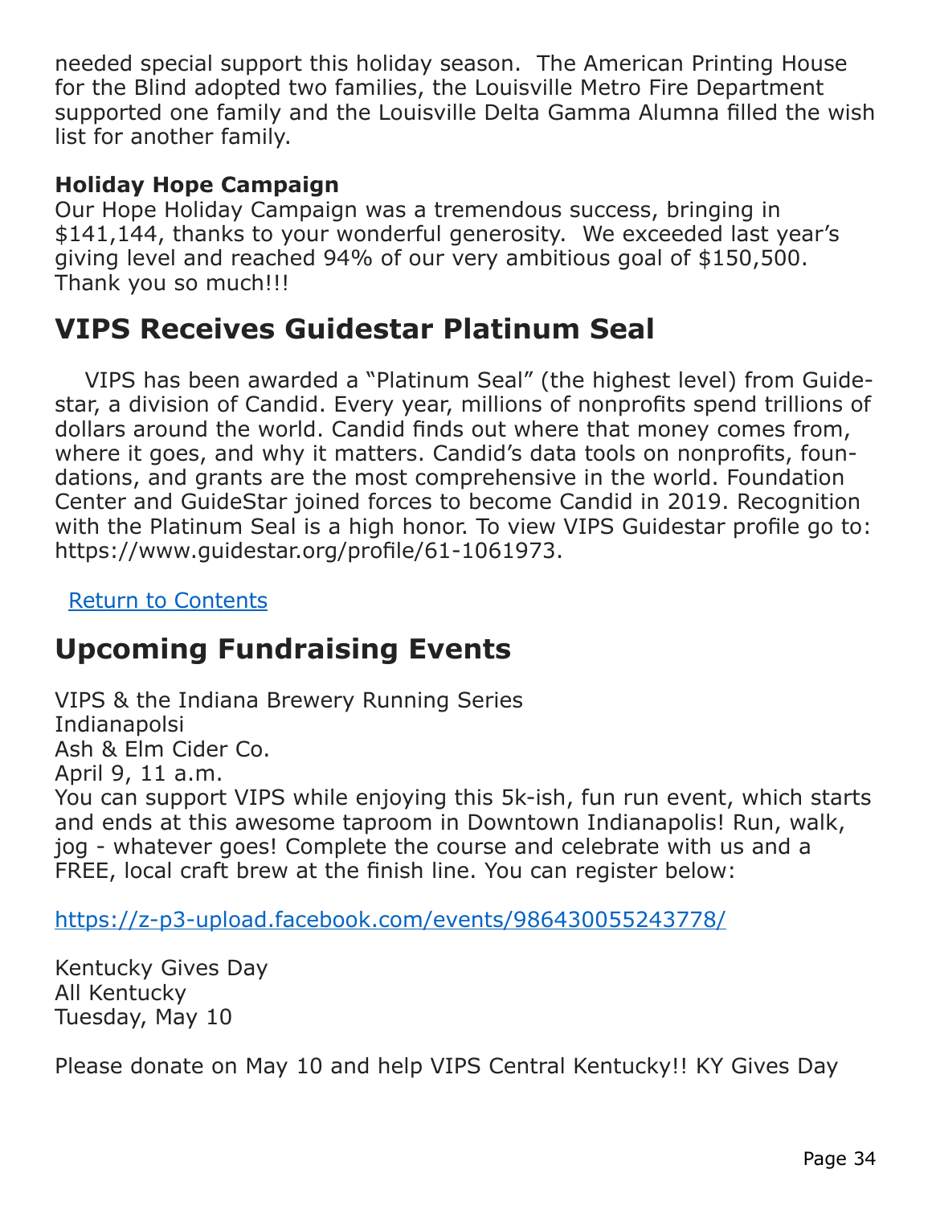needed special support this holiday season. The American Printing House for the Blind adopted two families, the Louisville Metro Fire Department supported one family and the Louisville Delta Gamma Alumna filled the wish list for another family.

**Holiday Hope Campaign**

Our Hope Holiday Campaign was a tremendous success, bringing in $141,144, thanks to your wonderful generosity. We exceeded last year's giving level and reached 94% of our very ambitious goal of $150,500. Thank you so much!!!

## VIPS Receives Guidestar Platinum Seal

VIPS has been awarded a "Platinum Seal" (the highest level) from Guidestar, a division of Candid. Every year, millions of nonprofits spend trillions of dollars around the world. Candid finds out where that money comes from, where it goes, and why it matters. Candid's data tools on nonprofits, foundations, and grants are the most comprehensive in the world. Foundation Center and GuideStar joined forces to become Candid in 2019. Recognition with the Platinum Seal is a high honor. To view VIPS Guidestar profile go to: https://www.guidestar.org/profile/61-1061973.

Return to Contents

## Upcoming Fundraising Events

VIPS & the Indiana Brewery Running Series
Indianapolsi
Ash & Elm Cider Co.
April 9, 11 a.m.
You can support VIPS while enjoying this 5k-ish, fun run event, which starts and ends at this awesome taproom in Downtown Indianapolis! Run, walk, jog - whatever goes! Complete the course and celebrate with us and a FREE, local craft brew at the finish line. You can register below:

https://z-p3-upload.facebook.com/events/986430055243778/

Kentucky Gives Day
All Kentucky
Tuesday, May 10

Please donate on May 10 and help VIPS Central Kentucky!! KY Gives Day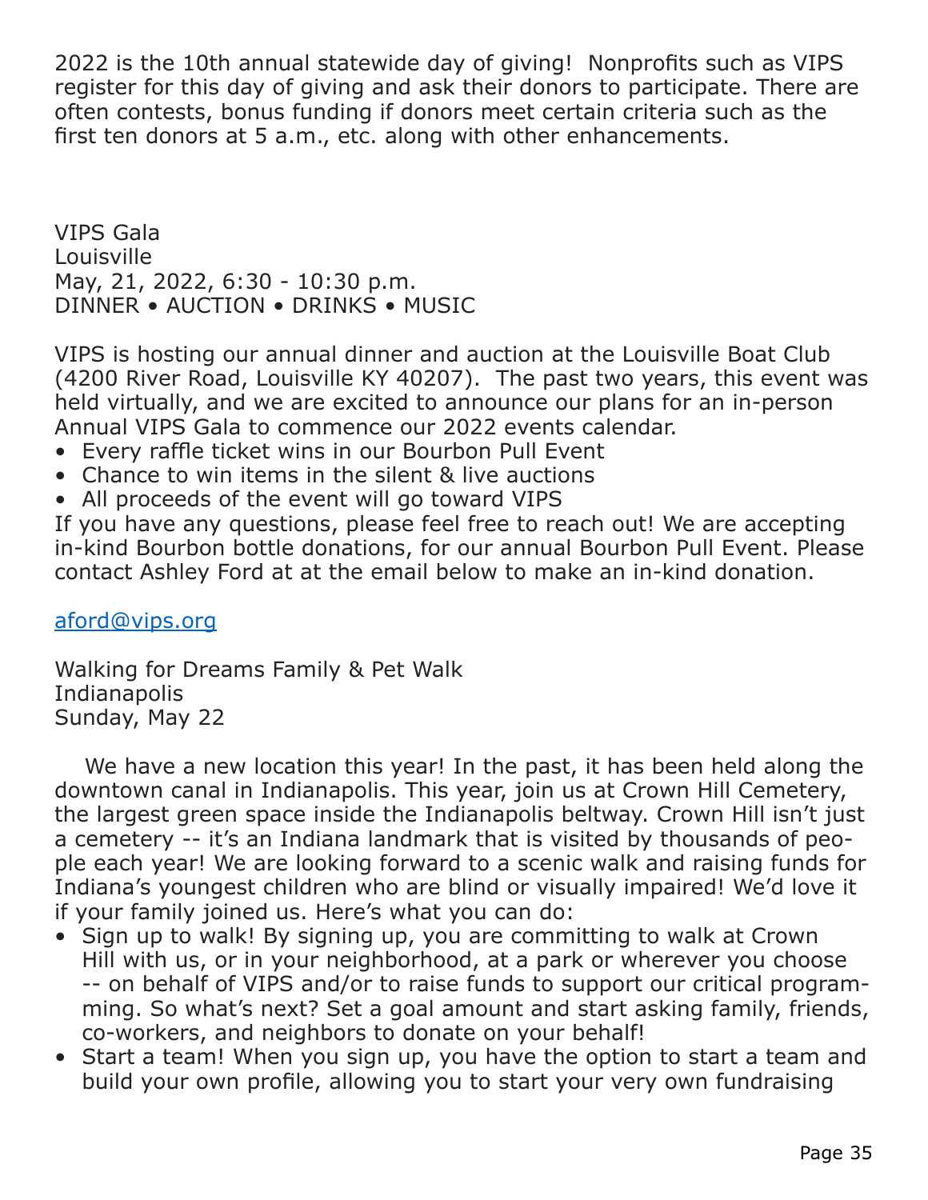2022 is the 10th annual statewide day of giving!  Nonprofits such as VIPS register for this day of giving and ask their donors to participate. There are often contests, bonus funding if donors meet certain criteria such as the first ten donors at 5 a.m., etc. along with other enhancements.

VIPS Gala
Louisville
May, 21, 2022, 6:30 - 10:30 p.m.
DINNER • AUCTION • DRINKS • MUSIC

VIPS is hosting our annual dinner and auction at the Louisville Boat Club (4200 River Road, Louisville KY 40207).  The past two years, this event was held virtually, and we are excited to announce our plans for an in-person Annual VIPS Gala to commence our 2022 events calendar.

- Every raffle ticket wins in our Bourbon Pull Event
- Chance to win items in the silent & live auctions
- All proceeds of the event will go toward VIPS

If you have any questions, please feel free to reach out! We are accepting in-kind Bourbon bottle donations, for our annual Bourbon Pull Event. Please contact Ashley Ford at at the email below to make an in-kind donation.

aford@vips.org

Walking for Dreams Family & Pet Walk
Indianapolis
Sunday, May 22

We have a new location this year! In the past, it has been held along the downtown canal in Indianapolis. This year, join us at Crown Hill Cemetery, the largest green space inside the Indianapolis beltway. Crown Hill isn't just a cemetery -- it's an Indiana landmark that is visited by thousands of people each year! We are looking forward to a scenic walk and raising funds for Indiana's youngest children who are blind or visually impaired! We'd love it if your family joined us. Here's what you can do:

- Sign up to walk! By signing up, you are committing to walk at Crown Hill with us, or in your neighborhood, at a park or wherever you choose -- on behalf of VIPS and/or to raise funds to support our critical programming. So what's next? Set a goal amount and start asking family, friends, co-workers, and neighbors to donate on your behalf!
- Start a team! When you sign up, you have the option to start a team and build your own profile, allowing you to start your very own fundraising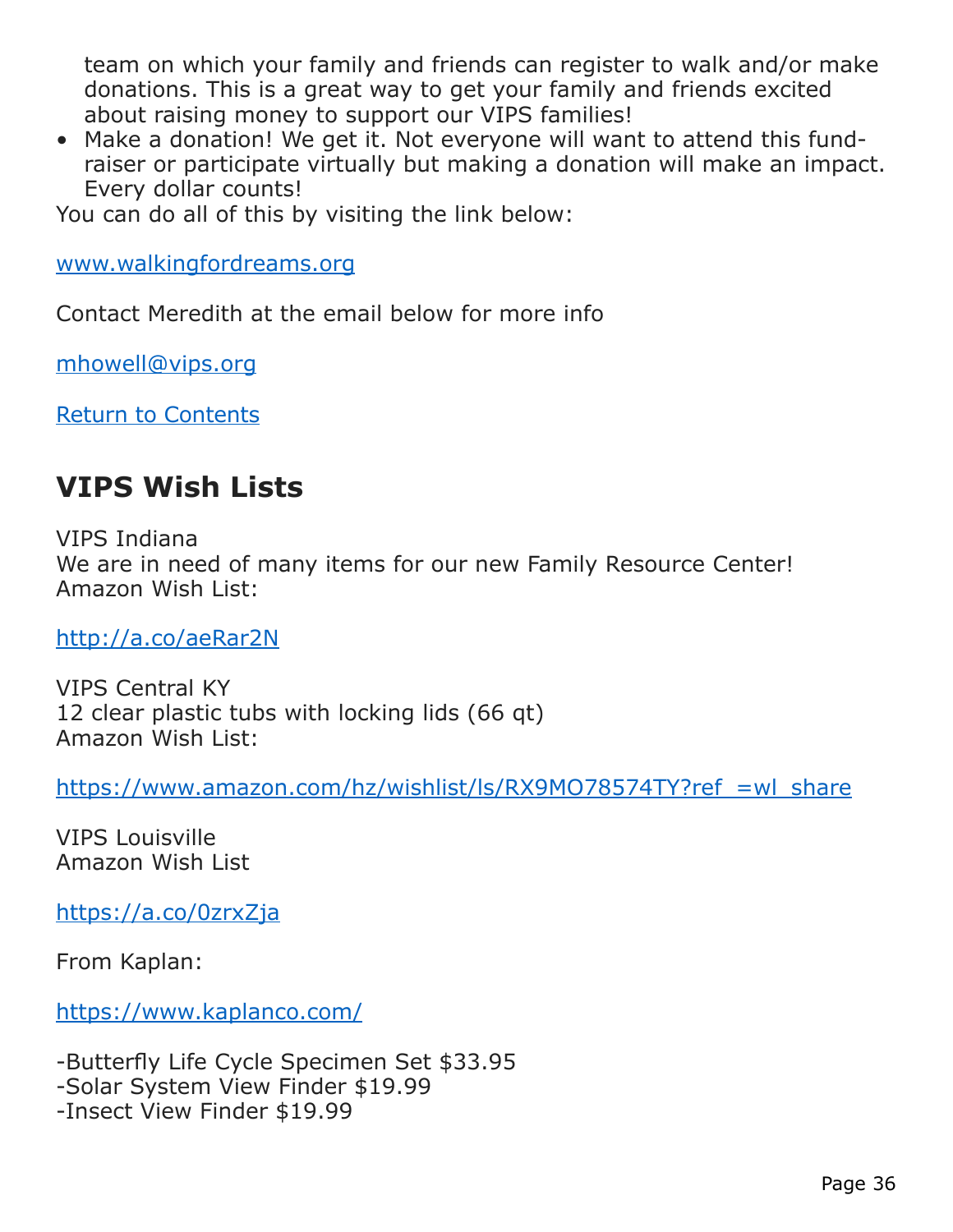team on which your family and friends can register to walk and/or make donations. This is a great way to get your family and friends excited about raising money to support our VIPS families!

- Make a donation! We get it. Not everyone will want to attend this fund-raiser or participate virtually but making a donation will make an impact. Every dollar counts!

You can do all of this by visiting the link below:

www.walkingfordreams.org

Contact Meredith at the email below for more info

mhowell@vips.org

Return to Contents

## VIPS Wish Lists

VIPS Indiana
We are in need of many items for our new Family Resource Center!
Amazon Wish List:

http://a.co/aeRar2N

VIPS Central KY
12 clear plastic tubs with locking lids (66 qt)
Amazon Wish List:

https://www.amazon.com/hz/wishlist/ls/RX9MO78574TY?ref_=wl_share

VIPS Louisville
Amazon Wish List

https://a.co/0zrxZja

From Kaplan:

https://www.kaplanco.com/

-Butterfly Life Cycle Specimen Set $33.95
-Solar System View Finder $19.99
-Insect View Finder $19.99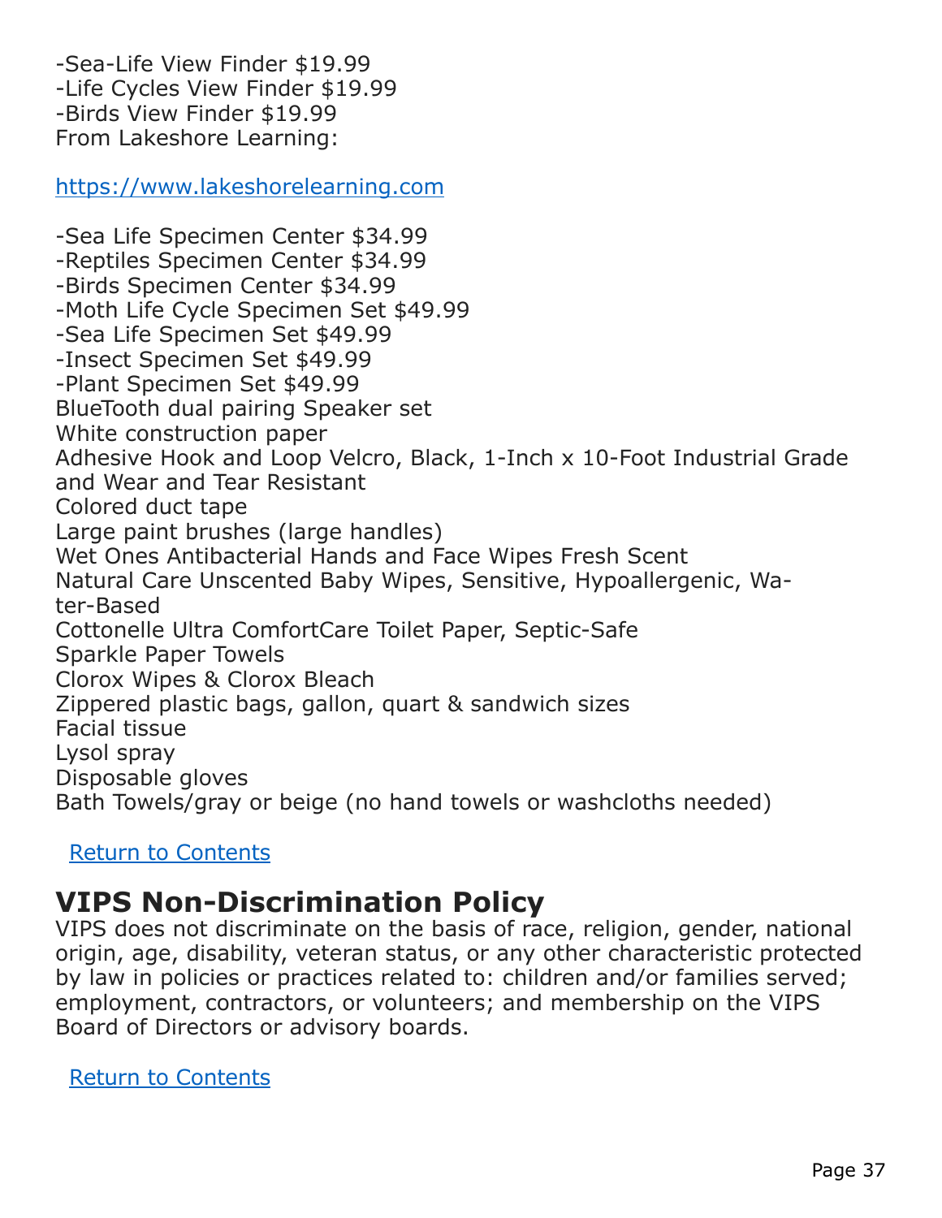-Sea-Life View Finder $19.99
-Life Cycles View Finder $19.99
-Birds View Finder $19.99
From Lakeshore Learning:

[https://www.lakeshorelearning.com](https://www.lakeshorelearning.com)

-Sea Life Specimen Center $34.99
-Reptiles Specimen Center $34.99
-Birds Specimen Center $34.99
-Moth Life Cycle Specimen Set $49.99
-Sea Life Specimen Set $49.99
-Insect Specimen Set $49.99
-Plant Specimen Set $49.99
BlueTooth dual pairing Speaker set
White construction paper
Adhesive Hook and Loop Velcro, Black, 1-Inch x 10-Foot Industrial Grade and Wear and Tear Resistant
Colored duct tape
Large paint brushes (large handles)
Wet Ones Antibacterial Hands and Face Wipes Fresh Scent
Natural Care Unscented Baby Wipes, Sensitive, Hypoallergenic, Water-Based
Cottonelle Ultra ComfortCare Toilet Paper, Septic-Safe
Sparkle Paper Towels
Clorox Wipes & Clorox Bleach
Zippered plastic bags, gallon, quart & sandwich sizes
Facial tissue
Lysol spray
Disposable gloves
Bath Towels/gray or beige (no hand towels or washcloths needed)

Return to Contents

## VIPS Non-Discrimination Policy

VIPS does not discriminate on the basis of race, religion, gender, national origin, age, disability, veteran status, or any other characteristic protected by law in policies or practices related to: children and/or families served; employment, contractors, or volunteers; and membership on the VIPS Board of Directors or advisory boards.

Return to Contents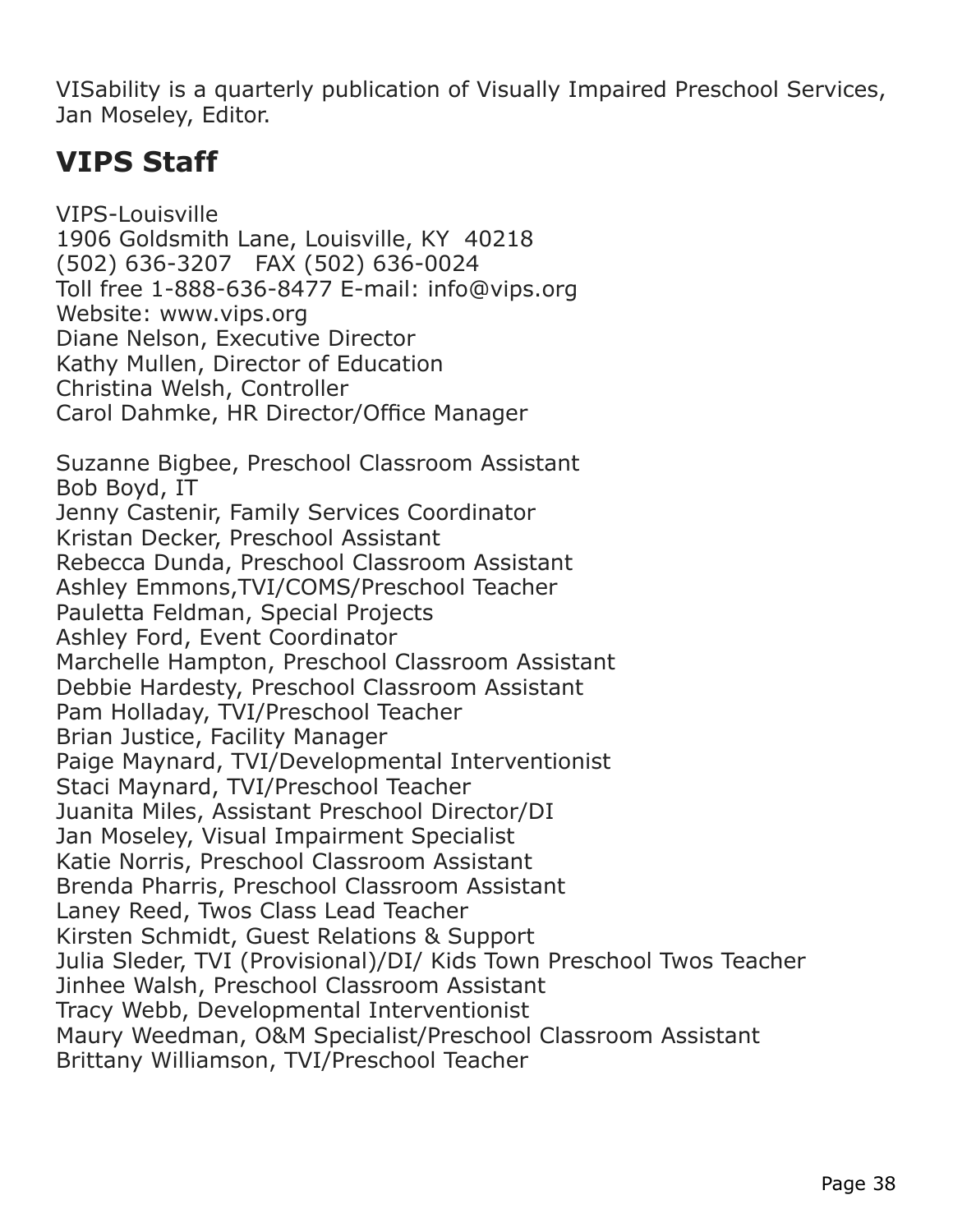VISability is a quarterly publication of Visually Impaired Preschool Services, Jan Moseley, Editor.

## VIPS Staff

VIPS-Louisville
1906 Goldsmith Lane, Louisville, KY 40218
(502) 636-3207 FAX (502) 636-0024
Toll free 1-888-636-8477 E-mail: info@vips.org
Website: www.vips.org
Diane Nelson, Executive Director
Kathy Mullen, Director of Education
Christina Welsh, Controller
Carol Dahmke, HR Director/Office Manager

Suzanne Bigbee, Preschool Classroom Assistant
Bob Boyd, IT
Jenny Castenir, Family Services Coordinator
Kristan Decker, Preschool Assistant
Rebecca Dunda, Preschool Classroom Assistant
Ashley Emmons,TVI/COMS/Preschool Teacher
Pauletta Feldman, Special Projects
Ashley Ford, Event Coordinator
Marchelle Hampton, Preschool Classroom Assistant
Debbie Hardesty, Preschool Classroom Assistant
Pam Holladay, TVI/Preschool Teacher
Brian Justice, Facility Manager
Paige Maynard, TVI/Developmental Interventionist
Staci Maynard, TVI/Preschool Teacher
Juanita Miles, Assistant Preschool Director/DI
Jan Moseley, Visual Impairment Specialist
Katie Norris, Preschool Classroom Assistant
Brenda Pharris, Preschool Classroom Assistant
Laney Reed, Twos Class Lead Teacher
Kirsten Schmidt, Guest Relations & Support
Julia Sleder, TVI (Provisional)/DI/ Kids Town Preschool Twos Teacher
Jinhee Walsh, Preschool Classroom Assistant
Tracy Webb, Developmental Interventionist
Maury Weedman, O&M Specialist/Preschool Classroom Assistant
Brittany Williamson, TVI/Preschool Teacher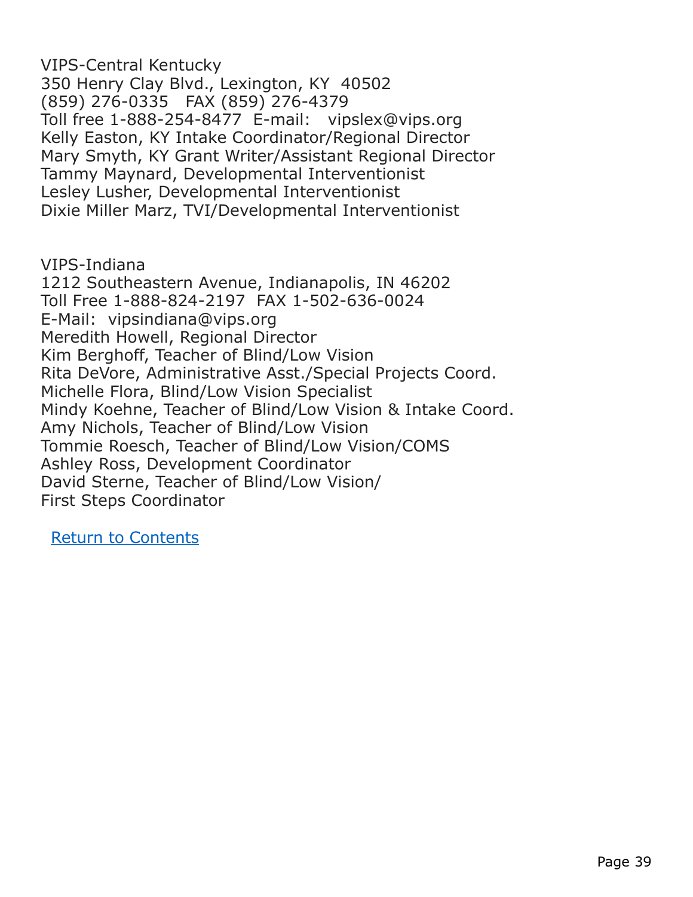VIPS-Central Kentucky
350 Henry Clay Blvd., Lexington, KY 40502
(859) 276-0335 FAX (859) 276-4379
Toll free 1-888-254-8477 E-mail: vipslex@vips.org
Kelly Easton, KY Intake Coordinator/Regional Director
Mary Smyth, KY Grant Writer/Assistant Regional Director
Tammy Maynard, Developmental Interventionist
Lesley Lusher, Developmental Interventionist
Dixie Miller Marz, TVI/Developmental Interventionist

VIPS-Indiana
1212 Southeastern Avenue, Indianapolis, IN 46202
Toll Free 1-888-824-2197 FAX 1-502-636-0024
E-Mail: vipsindiana@vips.org
Meredith Howell, Regional Director
Kim Berghoff, Teacher of Blind/Low Vision
Rita DeVore, Administrative Asst./Special Projects Coord.
Michelle Flora, Blind/Low Vision Specialist
Mindy Koehne, Teacher of Blind/Low Vision & Intake Coord.
Amy Nichols, Teacher of Blind/Low Vision
Tommie Roesch, Teacher of Blind/Low Vision/COMS
Ashley Ross, Development Coordinator
David Sterne, Teacher of Blind/Low Vision/
First Steps Coordinator

Return to Contents